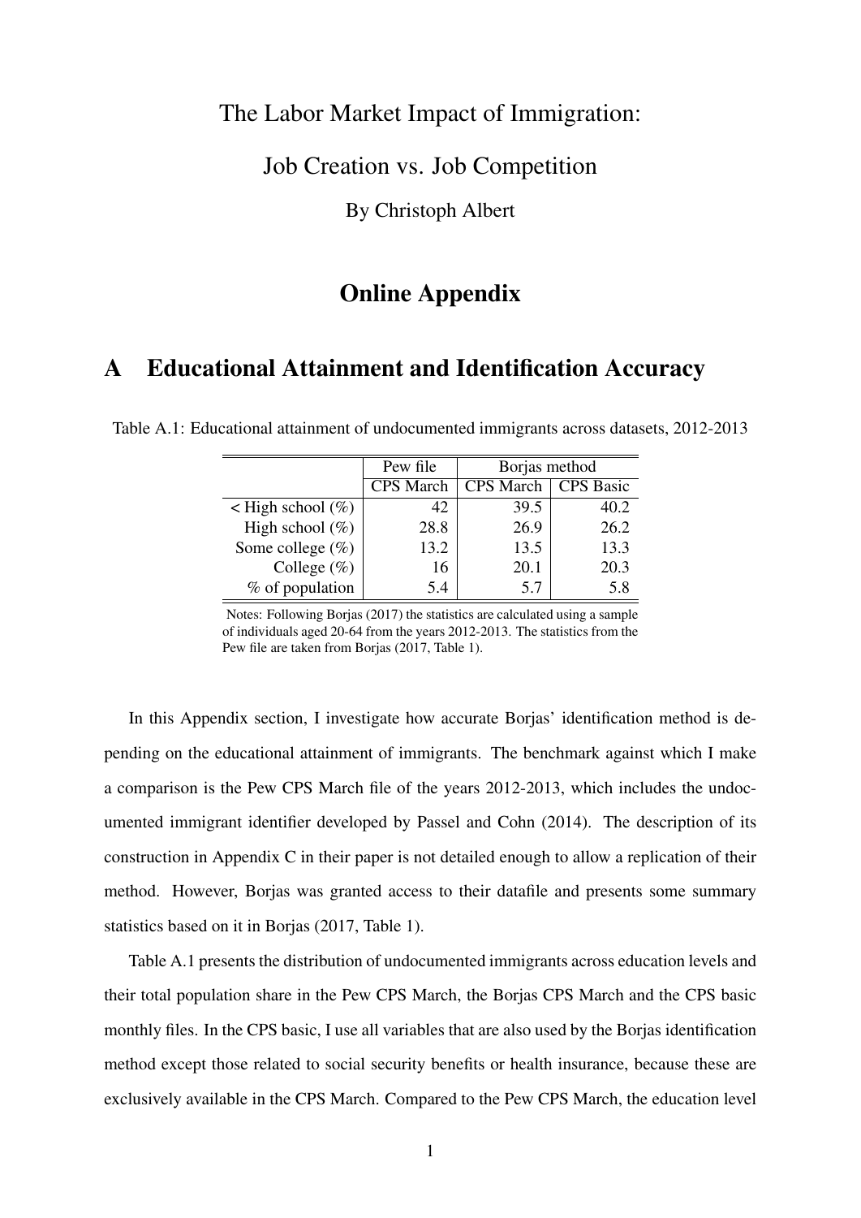# The Labor Market Impact of Immigration:

# Job Creation vs. Job Competition

By Christoph Albert

## Online Appendix

## A Educational Attainment and Identification Accuracy

Table A.1: Educational attainment of undocumented immigrants across datasets, 2012-2013

| | Pew file | Borjas method | |
|---|---|---|---|
| | CPS March | CPS March | CPS Basic |
| < High school (%) | 42 | 39.5 | 40.2 |
| High school (%) | 28.8 | 26.9 | 26.2 |
| Some college (%) | 13.2 | 13.5 | 13.3 |
| College (%) | 16 | 20.1 | 20.3 |
| % of population | 5.4 | 5.7 | 5.8 |

Notes: Following Borjas (2017) the statistics are calculated using a sample of individuals aged 20-64 from the years 2012-2013. The statistics from the Pew file are taken from Borjas (2017, Table 1).

In this Appendix section, I investigate how accurate Borjas' identification method is depending on the educational attainment of immigrants. The benchmark against which I make a comparison is the Pew CPS March file of the years 2012-2013, which includes the undocumented immigrant identifier developed by Passel and Cohn (2014). The description of its construction in Appendix C in their paper is not detailed enough to allow a replication of their method. However, Borjas was granted access to their datafile and presents some summary statistics based on it in Borjas (2017, Table 1).

Table A.1 presents the distribution of undocumented immigrants across education levels and their total population share in the Pew CPS March, the Borjas CPS March and the CPS basic monthly files. In the CPS basic, I use all variables that are also used by the Borjas identification method except those related to social security benefits or health insurance, because these are exclusively available in the CPS March. Compared to the Pew CPS March, the education level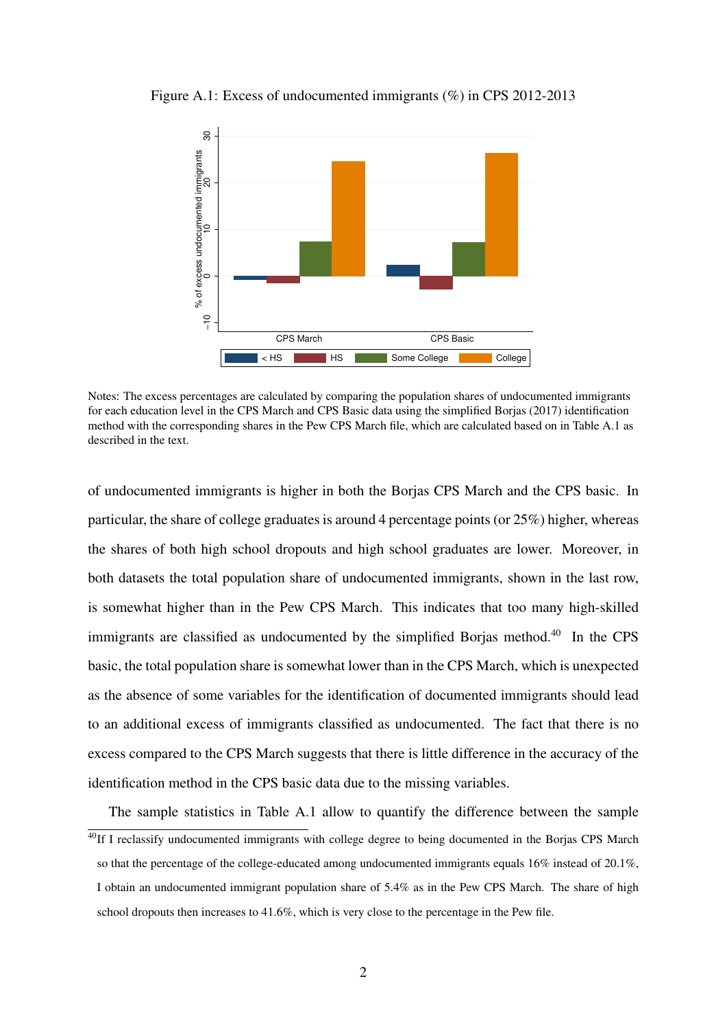Figure A.1: Excess of undocumented immigrants (%) in CPS 2012-2013

Notes: The excess percentages are calculated by comparing the population shares of undocumented immigrants for each education level in the CPS March and CPS Basic data using the simplified Borjas (2017) identification method with the corresponding shares in the Pew CPS March file, which are calculated based on in Table A.1 as described in the text.

of undocumented immigrants is higher in both the Borjas CPS March and the CPS basic. In particular, the share of college graduates is around 4 percentage points (or 25%) higher, whereas the shares of both high school dropouts and high school graduates are lower. Moreover, in both datasets the total population share of undocumented immigrants, shown in the last row, is somewhat higher than in the Pew CPS March. This indicates that too many high-skilled immigrants are classified as undocumented by the simplified Borjas method.[40] In the CPS basic, the total population share is somewhat lower than in the CPS March, which is unexpected as the absence of some variables for the identification of documented immigrants should lead to an additional excess of immigrants classified as undocumented. The fact that there is no excess compared to the CPS March suggests that there is little difference in the accuracy of the identification method in the CPS basic data due to the missing variables.

The sample statistics in Table A.1 allow to quantify the difference between the sample

[40] If I reclassify undocumented immigrants with college degree to being documented in the Borjas CPS March so that the percentage of the college-educated among undocumented immigrants equals 16% instead of 20.1%, I obtain an undocumented immigrant population share of 5.4% as in the Pew CPS March. The share of high school dropouts then increases to 41.6%, which is very close to the percentage in the Pew file.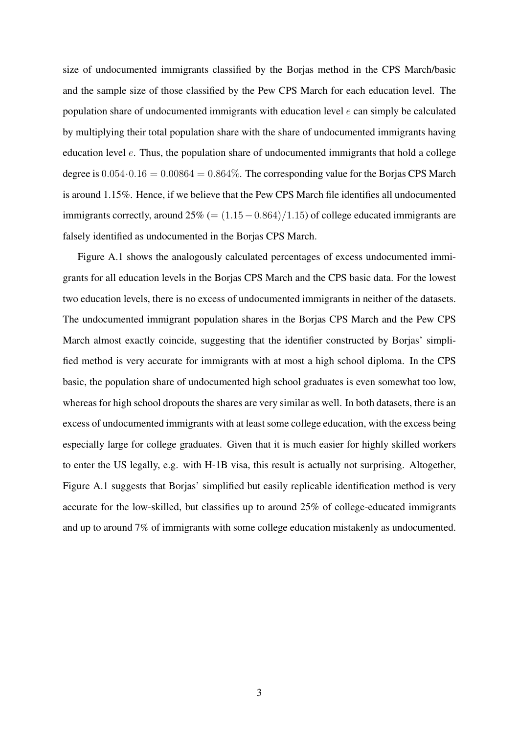size of undocumented immigrants classified by the Borjas method in the CPS March/basic and the sample size of those classified by the Pew CPS March for each education level. The population share of undocumented immigrants with education level $e$ can simply be calculated by multiplying their total population share with the share of undocumented immigrants having education level $e$. Thus, the population share of undocumented immigrants that hold a college degree is $0.054 \cdot 0.16 = 0.00864 = 0.864\%$. The corresponding value for the Borjas CPS March is around 1.15%. Hence, if we believe that the Pew CPS March file identifies all undocumented immigrants correctly, around 25% ($= (1.15 - 0.864)/1.15$) of college educated immigrants are falsely identified as undocumented in the Borjas CPS March.

Figure A.1 shows the analogously calculated percentages of excess undocumented immigrants for all education levels in the Borjas CPS March and the CPS basic data. For the lowest two education levels, there is no excess of undocumented immigrants in neither of the datasets. The undocumented immigrant population shares in the Borjas CPS March and the Pew CPS March almost exactly coincide, suggesting that the identifier constructed by Borjas' simplified method is very accurate for immigrants with at most a high school diploma. In the CPS basic, the population share of undocumented high school graduates is even somewhat too low, whereas for high school dropouts the shares are very similar as well. In both datasets, there is an excess of undocumented immigrants with at least some college education, with the excess being especially large for college graduates. Given that it is much easier for highly skilled workers to enter the US legally, e.g. with H-1B visa, this result is actually not surprising. Altogether, Figure A.1 suggests that Borjas' simplified but easily replicable identification method is very accurate for the low-skilled, but classifies up to around 25% of college-educated immigrants and up to around 7% of immigrants with some college education mistakenly as undocumented.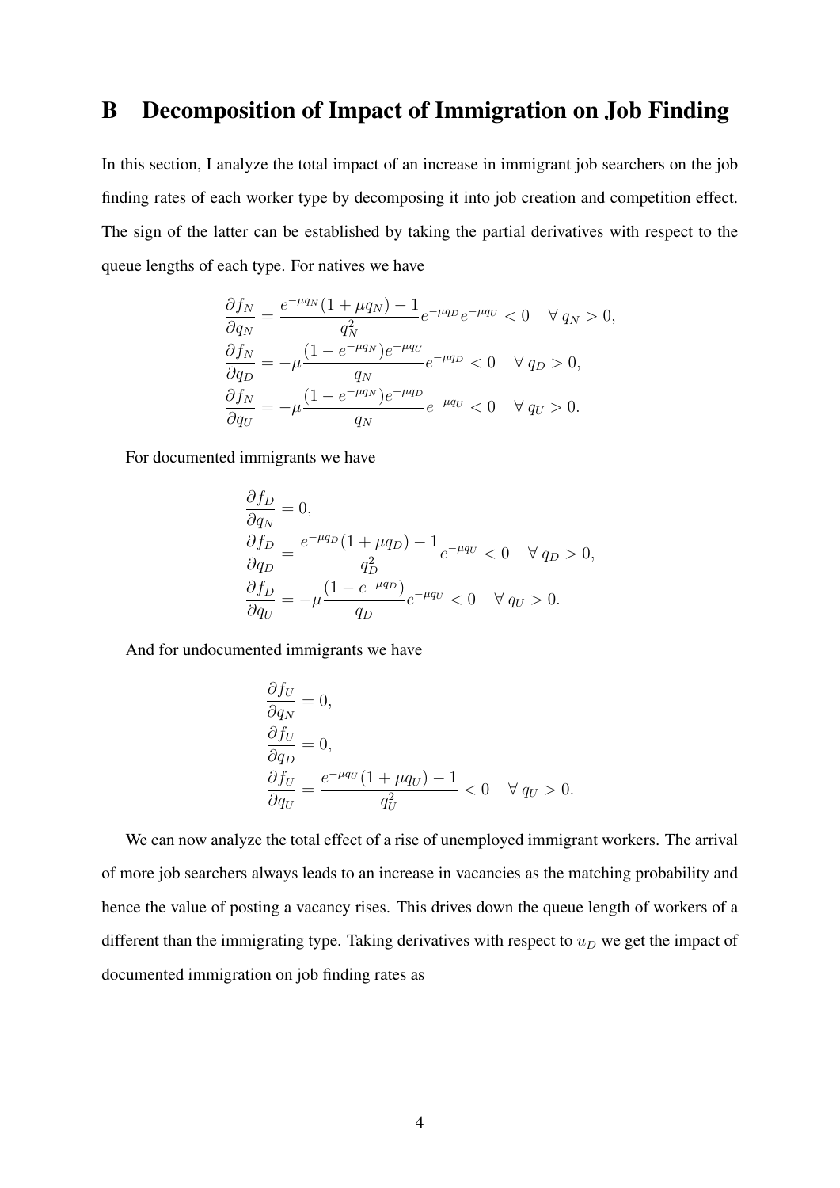# B Decomposition of Impact of Immigration on Job Finding

In this section, I analyze the total impact of an increase in immigrant job searchers on the job finding rates of each worker type by decomposing it into job creation and competition effect. The sign of the latter can be established by taking the partial derivatives with respect to the queue lengths of each type. For natives we have

$$
\begin{aligned}
\frac{\partial f_N}{\partial q_N} &= \frac{e^{-\mu q_N}(1+\mu q_N)-1}{q_N^2} e^{-\mu q_D} e^{-\mu q_U} < 0 \quad \forall\, q_N > 0, \\
\frac{\partial f_N}{\partial q_D} &= -\mu \frac{(1-e^{-\mu q_N})e^{-\mu q_U}}{q_N} e^{-\mu q_D} < 0 \quad \forall\, q_D > 0, \\
\frac{\partial f_N}{\partial q_U} &= -\mu \frac{(1-e^{-\mu q_N})e^{-\mu q_D}}{q_N} e^{-\mu q_U} < 0 \quad \forall\, q_U > 0.
\end{aligned}
$$

For documented immigrants we have

$$
\begin{aligned}
\frac{\partial f_D}{\partial q_N} &= 0, \\
\frac{\partial f_D}{\partial q_D} &= \frac{e^{-\mu q_D}(1+\mu q_D)-1}{q_D^2} e^{-\mu q_U} < 0 \quad \forall\, q_D > 0, \\
\frac{\partial f_D}{\partial q_U} &= -\mu \frac{(1-e^{-\mu q_D})}{q_D} e^{-\mu q_U} < 0 \quad \forall\, q_U > 0.
\end{aligned}
$$

And for undocumented immigrants we have

$$
\begin{aligned}
\frac{\partial f_U}{\partial q_N} &= 0, \\
\frac{\partial f_U}{\partial q_D} &= 0, \\
\frac{\partial f_U}{\partial q_U} &= \frac{e^{-\mu q_U}(1+\mu q_U)-1}{q_U^2} < 0 \quad \forall\, q_U > 0.
\end{aligned}
$$

We can now analyze the total effect of a rise of unemployed immigrant workers. The arrival of more job searchers always leads to an increase in vacancies as the matching probability and hence the value of posting a vacancy rises. This drives down the queue length of workers of a different than the immigrating type. Taking derivatives with respect to $u_D$ we get the impact of documented immigration on job finding rates as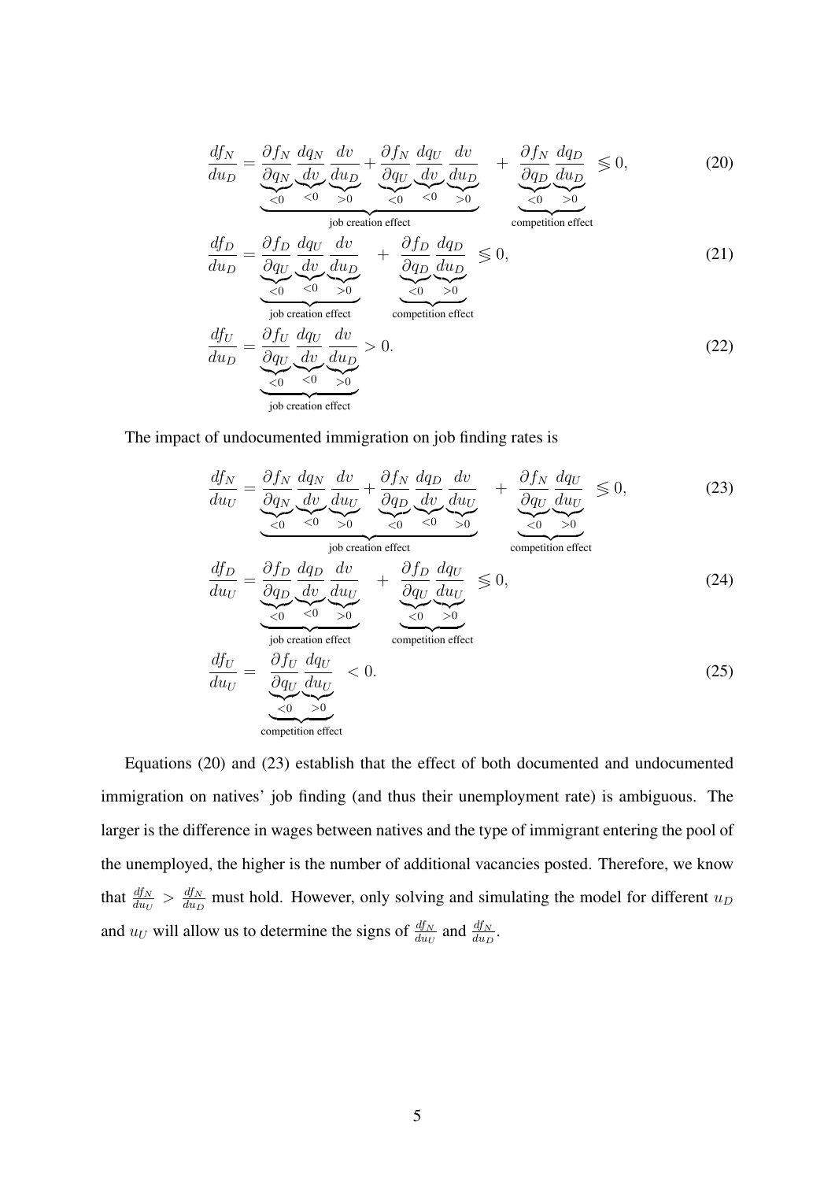$$\frac{df_N}{du_D} = \underbrace{\underbrace{\frac{\partial f_N}{\partial q_N}}_{<0}\underbrace{\frac{dq_N}{dv}}_{<0}\underbrace{\frac{dv}{du_D}}_{>0} + \underbrace{\frac{\partial f_N}{\partial q_U}}_{<0}\underbrace{\frac{dq_U}{dv}}_{<0}\underbrace{\frac{dv}{du_D}}_{>0}}_{\text{job creation effect}} + \underbrace{\underbrace{\frac{\partial f_N}{\partial q_D}}_{<0}\underbrace{\frac{dq_D}{du_D}}_{>0}}_{\text{competition effect}} \lesseqgtr 0, \tag{20}$$

$$\frac{df_D}{du_D} = \underbrace{\underbrace{\frac{\partial f_D}{\partial q_U}}_{<0}\underbrace{\frac{dq_U}{dv}}_{<0}\underbrace{\frac{dv}{du_D}}_{>0}}_{\text{job creation effect}} + \underbrace{\underbrace{\frac{\partial f_D}{\partial q_D}}_{<0}\underbrace{\frac{dq_D}{du_D}}_{>0}}_{\text{competition effect}} \lesseqgtr 0, \tag{21}$$

$$\frac{df_U}{du_D} = \underbrace{\underbrace{\frac{\partial f_U}{\partial q_U}}_{<0}\underbrace{\frac{dq_U}{dv}}_{<0}\underbrace{\frac{dv}{du_D}}_{>0}}_{\text{job creation effect}} > 0. \tag{22}$$

The impact of undocumented immigration on job finding rates is

$$\frac{df_N}{du_U} = \underbrace{\underbrace{\frac{\partial f_N}{\partial q_N}}_{<0}\underbrace{\frac{dq_N}{dv}}_{<0}\underbrace{\frac{dv}{du_U}}_{>0} + \underbrace{\frac{\partial f_N}{\partial q_D}}_{<0}\underbrace{\frac{dq_D}{dv}}_{<0}\underbrace{\frac{dv}{du_U}}_{>0}}_{\text{job creation effect}} + \underbrace{\underbrace{\frac{\partial f_N}{\partial q_U}}_{<0}\underbrace{\frac{dq_U}{du_U}}_{>0}}_{\text{competition effect}} \lesseqgtr 0, \tag{23}$$

$$\frac{df_D}{du_U} = \underbrace{\underbrace{\frac{\partial f_D}{\partial q_D}}_{<0}\underbrace{\frac{dq_D}{dv}}_{<0}\underbrace{\frac{dv}{du_U}}_{>0}}_{\text{job creation effect}} + \underbrace{\underbrace{\frac{\partial f_D}{\partial q_U}}_{<0}\underbrace{\frac{dq_U}{du_U}}_{>0}}_{\text{competition effect}} \lesseqgtr 0, \tag{24}$$

$$\frac{df_U}{du_U} = \underbrace{\underbrace{\frac{\partial f_U}{\partial q_U}}_{<0}\underbrace{\frac{dq_U}{du_U}}_{>0}}_{\text{competition effect}} < 0. \tag{25}$$

Equations (20) and (23) establish that the effect of both documented and undocumented immigration on natives' job finding (and thus their unemployment rate) is ambiguous. The larger is the difference in wages between natives and the type of immigrant entering the pool of the unemployed, the higher is the number of additional vacancies posted. Therefore, we know that $\frac{df_N}{du_U} > \frac{df_N}{du_D}$ must hold. However, only solving and simulating the model for different $u_D$ and $u_U$ will allow us to determine the signs of $\frac{df_N}{du_U}$ and $\frac{df_N}{du_D}$.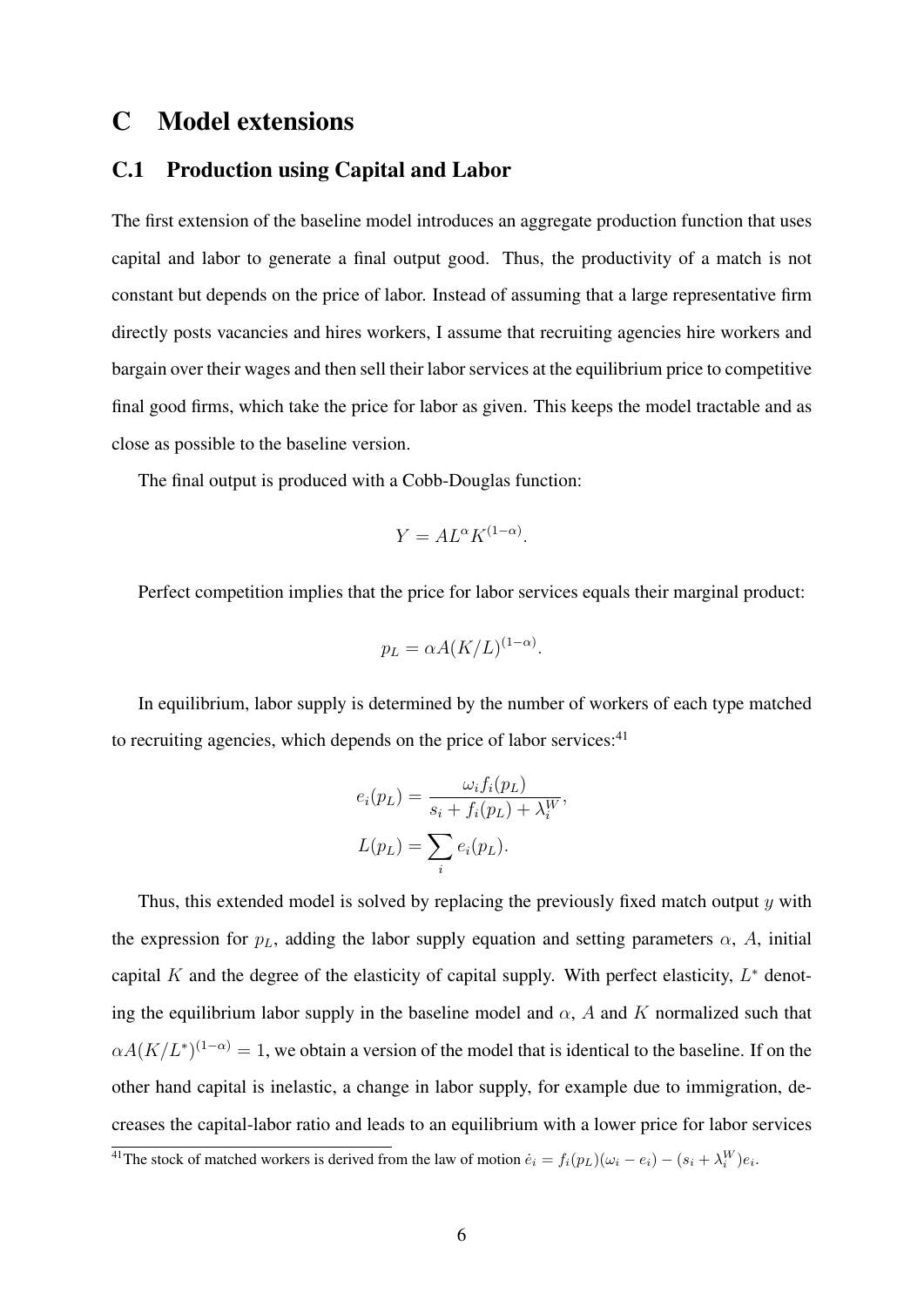# C Model extensions

## C.1 Production using Capital and Labor

The first extension of the baseline model introduces an aggregate production function that uses capital and labor to generate a final output good. Thus, the productivity of a match is not constant but depends on the price of labor. Instead of assuming that a large representative firm directly posts vacancies and hires workers, I assume that recruiting agencies hire workers and bargain over their wages and then sell their labor services at the equilibrium price to competitive final good firms, which take the price for labor as given. This keeps the model tractable and as close as possible to the baseline version.

The final output is produced with a Cobb-Douglas function:

$$Y = AL^{\alpha}K^{(1-\alpha)}.$$

Perfect competition implies that the price for labor services equals their marginal product:

$$p_L = \alpha A(K/L)^{(1-\alpha)}.$$

In equilibrium, labor supply is determined by the number of workers of each type matched to recruiting agencies, which depends on the price of labor services:[41]

$$e_i(p_L) = \frac{\omega_i f_i(p_L)}{s_i + f_i(p_L) + \lambda_i^W},$$
$$L(p_L) = \sum_i e_i(p_L).$$

Thus, this extended model is solved by replacing the previously fixed match output $y$ with the expression for $p_L$, adding the labor supply equation and setting parameters $\alpha$, $A$, initial capital $K$ and the degree of the elasticity of capital supply. With perfect elasticity, $L^*$ denoting the equilibrium labor supply in the baseline model and $\alpha$, $A$ and $K$ normalized such that $\alpha A(K/L^*)^{(1-\alpha)} = 1$, we obtain a version of the model that is identical to the baseline. If on the other hand capital is inelastic, a change in labor supply, for example due to immigration, decreases the capital-labor ratio and leads to an equilibrium with a lower price for labor services

[41] The stock of matched workers is derived from the law of motion $\dot{e}_i = f_i(p_L)(\omega_i - e_i) - (s_i + \lambda_i^W)e_i$.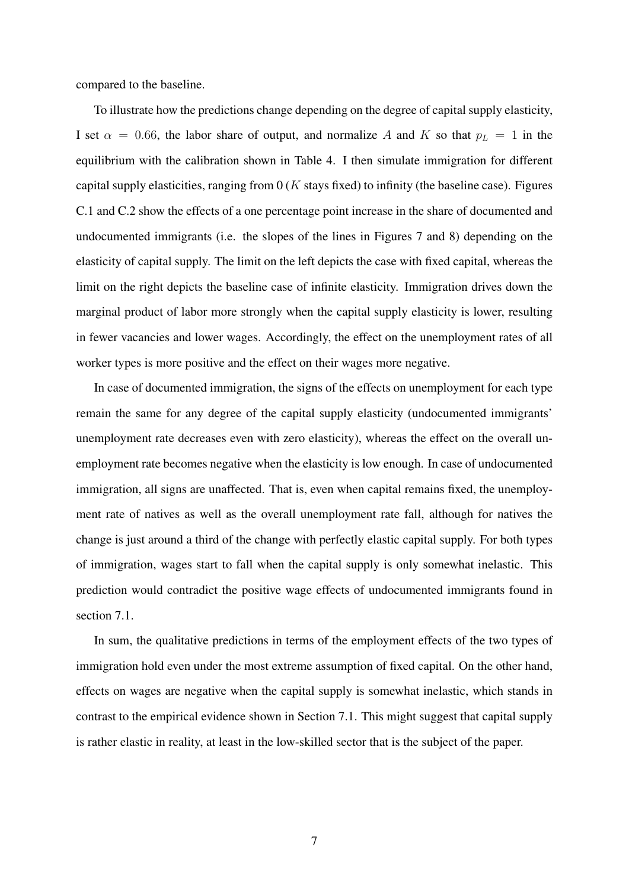compared to the baseline.

To illustrate how the predictions change depending on the degree of capital supply elasticity, I set $\alpha = 0.66$, the labor share of output, and normalize $A$ and $K$ so that $p_L = 1$ in the equilibrium with the calibration shown in Table 4. I then simulate immigration for different capital supply elasticities, ranging from 0 ($K$ stays fixed) to infinity (the baseline case). Figures C.1 and C.2 show the effects of a one percentage point increase in the share of documented and undocumented immigrants (i.e. the slopes of the lines in Figures 7 and 8) depending on the elasticity of capital supply. The limit on the left depicts the case with fixed capital, whereas the limit on the right depicts the baseline case of infinite elasticity. Immigration drives down the marginal product of labor more strongly when the capital supply elasticity is lower, resulting in fewer vacancies and lower wages. Accordingly, the effect on the unemployment rates of all worker types is more positive and the effect on their wages more negative.

In case of documented immigration, the signs of the effects on unemployment for each type remain the same for any degree of the capital supply elasticity (undocumented immigrants' unemployment rate decreases even with zero elasticity), whereas the effect on the overall unemployment rate becomes negative when the elasticity is low enough. In case of undocumented immigration, all signs are unaffected. That is, even when capital remains fixed, the unemployment rate of natives as well as the overall unemployment rate fall, although for natives the change is just around a third of the change with perfectly elastic capital supply. For both types of immigration, wages start to fall when the capital supply is only somewhat inelastic. This prediction would contradict the positive wage effects of undocumented immigrants found in section 7.1.

In sum, the qualitative predictions in terms of the employment effects of the two types of immigration hold even under the most extreme assumption of fixed capital. On the other hand, effects on wages are negative when the capital supply is somewhat inelastic, which stands in contrast to the empirical evidence shown in Section 7.1. This might suggest that capital supply is rather elastic in reality, at least in the low-skilled sector that is the subject of the paper.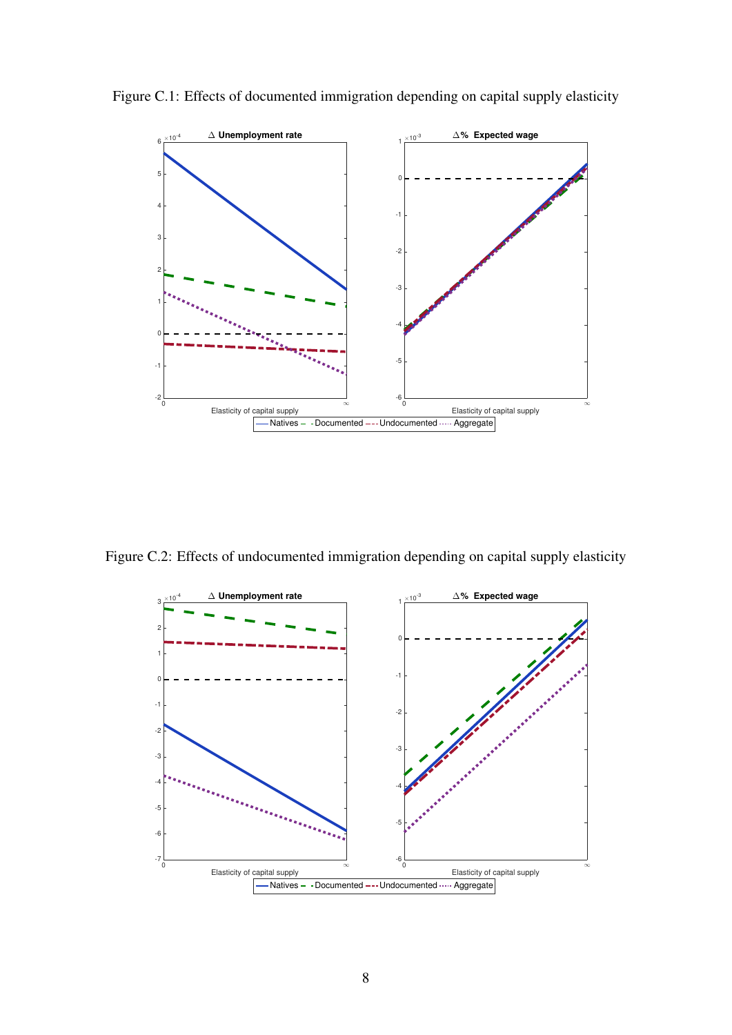Figure C.1: Effects of documented immigration depending on capital supply elasticity

Figure C.2: Effects of undocumented immigration depending on capital supply elasticity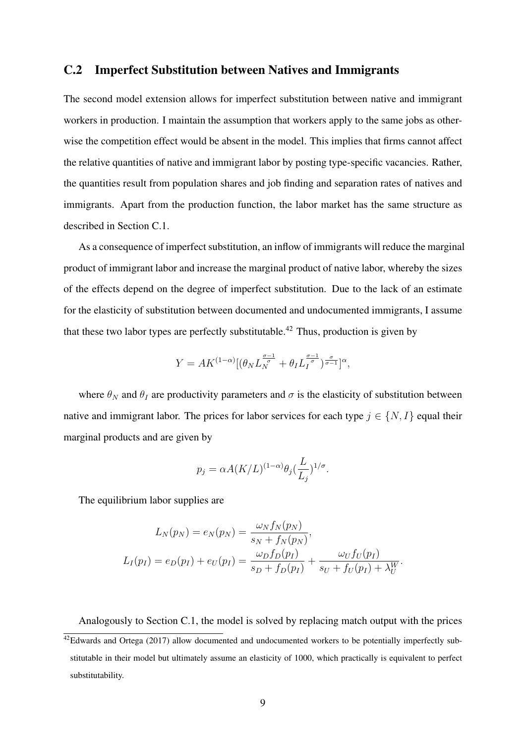## C.2 Imperfect Substitution between Natives and Immigrants

The second model extension allows for imperfect substitution between native and immigrant workers in production. I maintain the assumption that workers apply to the same jobs as otherwise the competition effect would be absent in the model. This implies that firms cannot affect the relative quantities of native and immigrant labor by posting type-specific vacancies. Rather, the quantities result from population shares and job finding and separation rates of natives and immigrants. Apart from the production function, the labor market has the same structure as described in Section C.1.

As a consequence of imperfect substitution, an inflow of immigrants will reduce the marginal product of immigrant labor and increase the marginal product of native labor, whereby the sizes of the effects depend on the degree of imperfect substitution. Due to the lack of an estimate for the elasticity of substitution between documented and undocumented immigrants, I assume that these two labor types are perfectly substitutable.[42] Thus, production is given by

$$Y = AK^{(1-\alpha)}[(\theta_N L_N^{\frac{\sigma-1}{\sigma}} + \theta_I L_I^{\frac{\sigma-1}{\sigma}})^{\frac{\sigma}{\sigma-1}}]^{\alpha},$$

where $\theta_N$ and $\theta_I$ are productivity parameters and $\sigma$ is the elasticity of substitution between native and immigrant labor. The prices for labor services for each type $j \in \{N, I\}$ equal their marginal products and are given by

$$p_j = \alpha A(K/L)^{(1-\alpha)}\theta_j(\frac{L}{L_j})^{1/\sigma}.$$

The equilibrium labor supplies are

$$\begin{aligned}
L_N(p_N) &= e_N(p_N) = \frac{\omega_N f_N(p_N)}{s_N + f_N(p_N)}, \\
L_I(p_I) &= e_D(p_I) + e_U(p_I) = \frac{\omega_D f_D(p_I)}{s_D + f_D(p_I)} + \frac{\omega_U f_U(p_I)}{s_U + f_U(p_I) + \lambda_U^W}.
\end{aligned}$$

Analogously to Section C.1, the model is solved by replacing match output with the prices

[42] Edwards and Ortega (2017) allow documented and undocumented workers to be potentially imperfectly substitutable in their model but ultimately assume an elasticity of 1000, which practically is equivalent to perfect substitutability.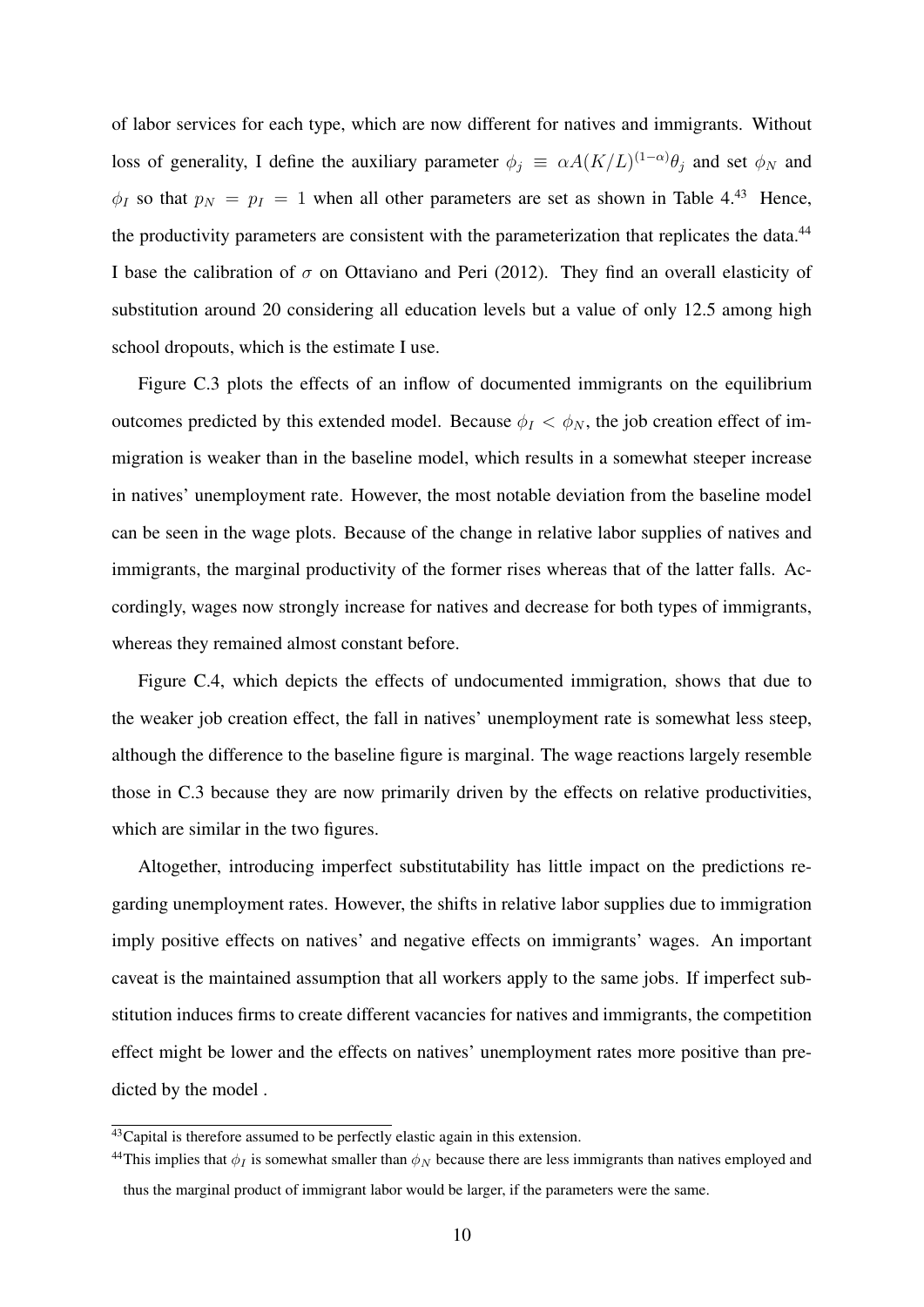of labor services for each type, which are now different for natives and immigrants. Without loss of generality, I define the auxiliary parameter $\phi_j \equiv \alpha A(K/L)^{(1-\alpha)}\theta_j$ and set $\phi_N$ and $\phi_I$ so that $p_N = p_I = 1$ when all other parameters are set as shown in Table 4.[43] Hence, the productivity parameters are consistent with the parameterization that replicates the data.[44] I base the calibration of $\sigma$ on Ottaviano and Peri (2012). They find an overall elasticity of substitution around 20 considering all education levels but a value of only 12.5 among high school dropouts, which is the estimate I use.

Figure C.3 plots the effects of an inflow of documented immigrants on the equilibrium outcomes predicted by this extended model. Because $\phi_I < \phi_N$, the job creation effect of immigration is weaker than in the baseline model, which results in a somewhat steeper increase in natives' unemployment rate. However, the most notable deviation from the baseline model can be seen in the wage plots. Because of the change in relative labor supplies of natives and immigrants, the marginal productivity of the former rises whereas that of the latter falls. Accordingly, wages now strongly increase for natives and decrease for both types of immigrants, whereas they remained almost constant before.

Figure C.4, which depicts the effects of undocumented immigration, shows that due to the weaker job creation effect, the fall in natives' unemployment rate is somewhat less steep, although the difference to the baseline figure is marginal. The wage reactions largely resemble those in C.3 because they are now primarily driven by the effects on relative productivities, which are similar in the two figures.

Altogether, introducing imperfect substitutability has little impact on the predictions regarding unemployment rates. However, the shifts in relative labor supplies due to immigration imply positive effects on natives' and negative effects on immigrants' wages. An important caveat is the maintained assumption that all workers apply to the same jobs. If imperfect substitution induces firms to create different vacancies for natives and immigrants, the competition effect might be lower and the effects on natives' unemployment rates more positive than predicted by the model .

---

[43] Capital is therefore assumed to be perfectly elastic again in this extension.

[44] This implies that $\phi_I$ is somewhat smaller than $\phi_N$ because there are less immigrants than natives employed and thus the marginal product of immigrant labor would be larger, if the parameters were the same.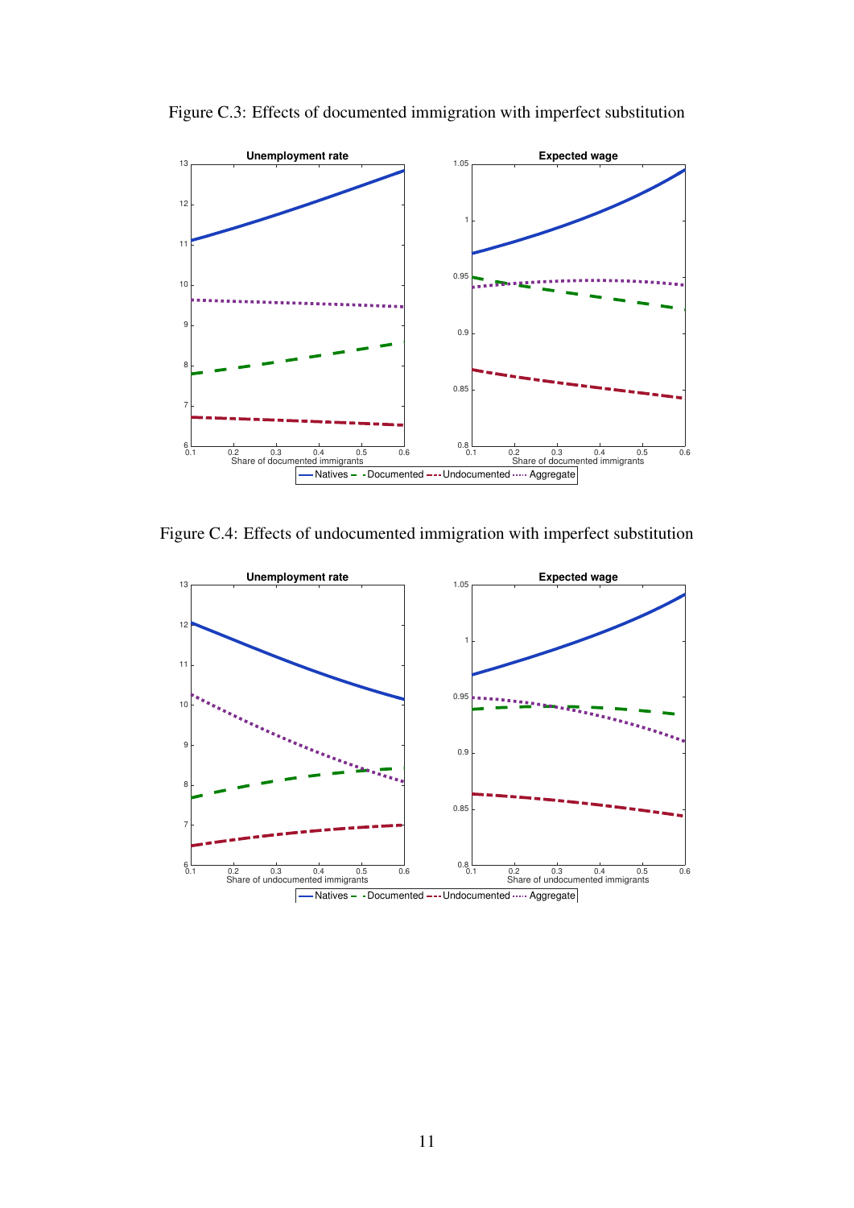Figure C.3: Effects of documented immigration with imperfect substitution

Figure C.4: Effects of undocumented immigration with imperfect substitution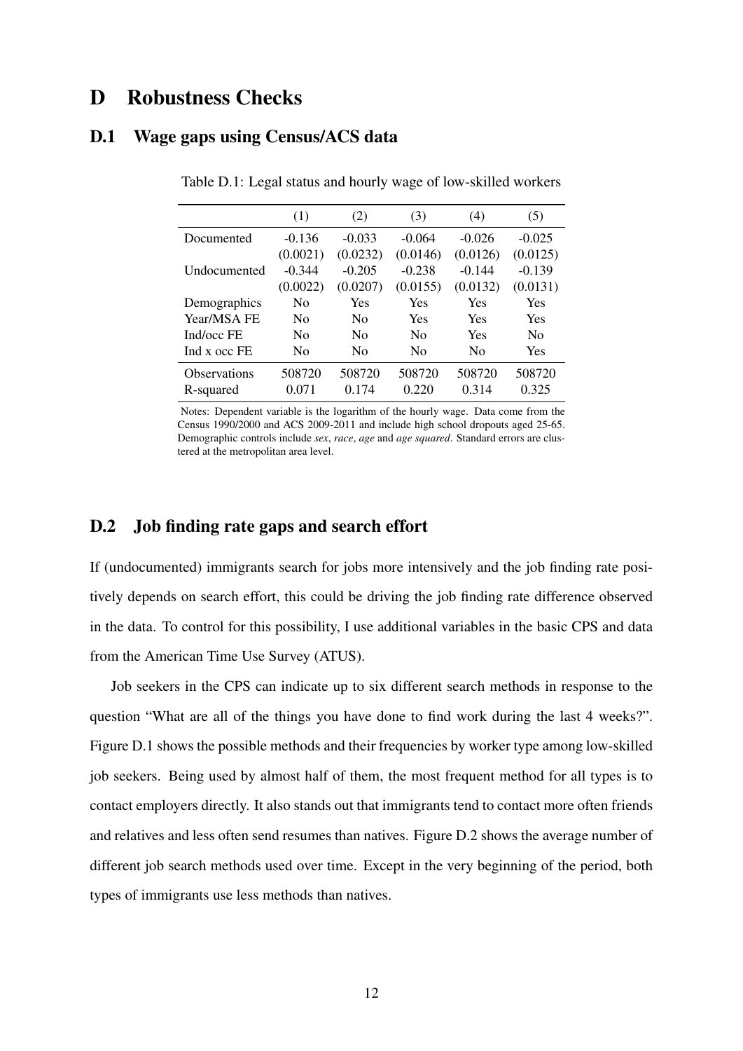# D Robustness Checks

## D.1 Wage gaps using Census/ACS data

Table D.1: Legal status and hourly wage of low-skilled workers

| | (1) | (2) | (3) | (4) | (5) |
|---|---|---|---|---|---|
| Documented | -0.136 | -0.033 | -0.064 | -0.026 | -0.025 |
| | (0.0021) | (0.0232) | (0.0146) | (0.0126) | (0.0125) |
| Undocumented | -0.344 | -0.205 | -0.238 | -0.144 | -0.139 |
| | (0.0022) | (0.0207) | (0.0155) | (0.0132) | (0.0131) |
| Demographics | No | Yes | Yes | Yes | Yes |
| Year/MSA FE | No | No | Yes | Yes | Yes |
| Ind/occ FE | No | No | No | Yes | No |
| Ind x occ FE | No | No | No | No | Yes |
| Observations | 508720 | 508720 | 508720 | 508720 | 508720 |
| R-squared | 0.071 | 0.174 | 0.220 | 0.314 | 0.325 |

Notes: Dependent variable is the logarithm of the hourly wage. Data come from the Census 1990/2000 and ACS 2009-2011 and include high school dropouts aged 25-65. Demographic controls include *sex*, *race*, *age* and *age squared*. Standard errors are clustered at the metropolitan area level.

## D.2 Job finding rate gaps and search effort

If (undocumented) immigrants search for jobs more intensively and the job finding rate positively depends on search effort, this could be driving the job finding rate difference observed in the data. To control for this possibility, I use additional variables in the basic CPS and data from the American Time Use Survey (ATUS).

Job seekers in the CPS can indicate up to six different search methods in response to the question "What are all of the things you have done to find work during the last 4 weeks?". Figure D.1 shows the possible methods and their frequencies by worker type among low-skilled job seekers. Being used by almost half of them, the most frequent method for all types is to contact employers directly. It also stands out that immigrants tend to contact more often friends and relatives and less often send resumes than natives. Figure D.2 shows the average number of different job search methods used over time. Except in the very beginning of the period, both types of immigrants use less methods than natives.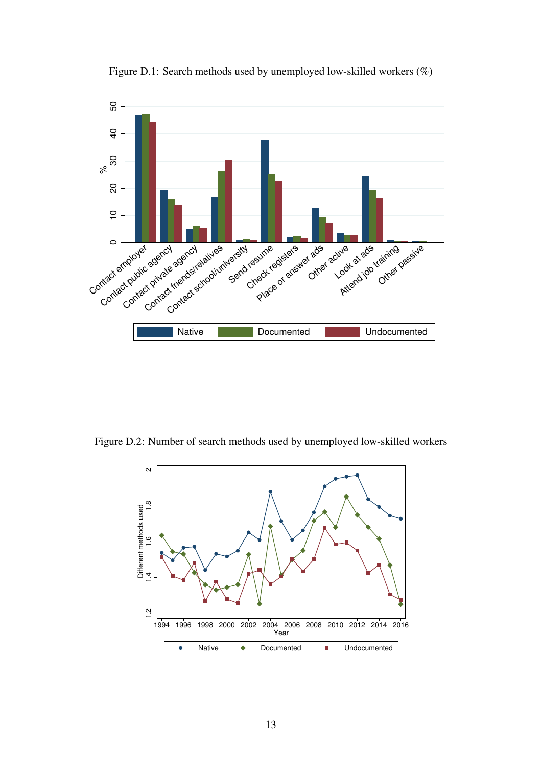Figure D.1: Search methods used by unemployed low-skilled workers (%)

Figure D.2: Number of search methods used by unemployed low-skilled workers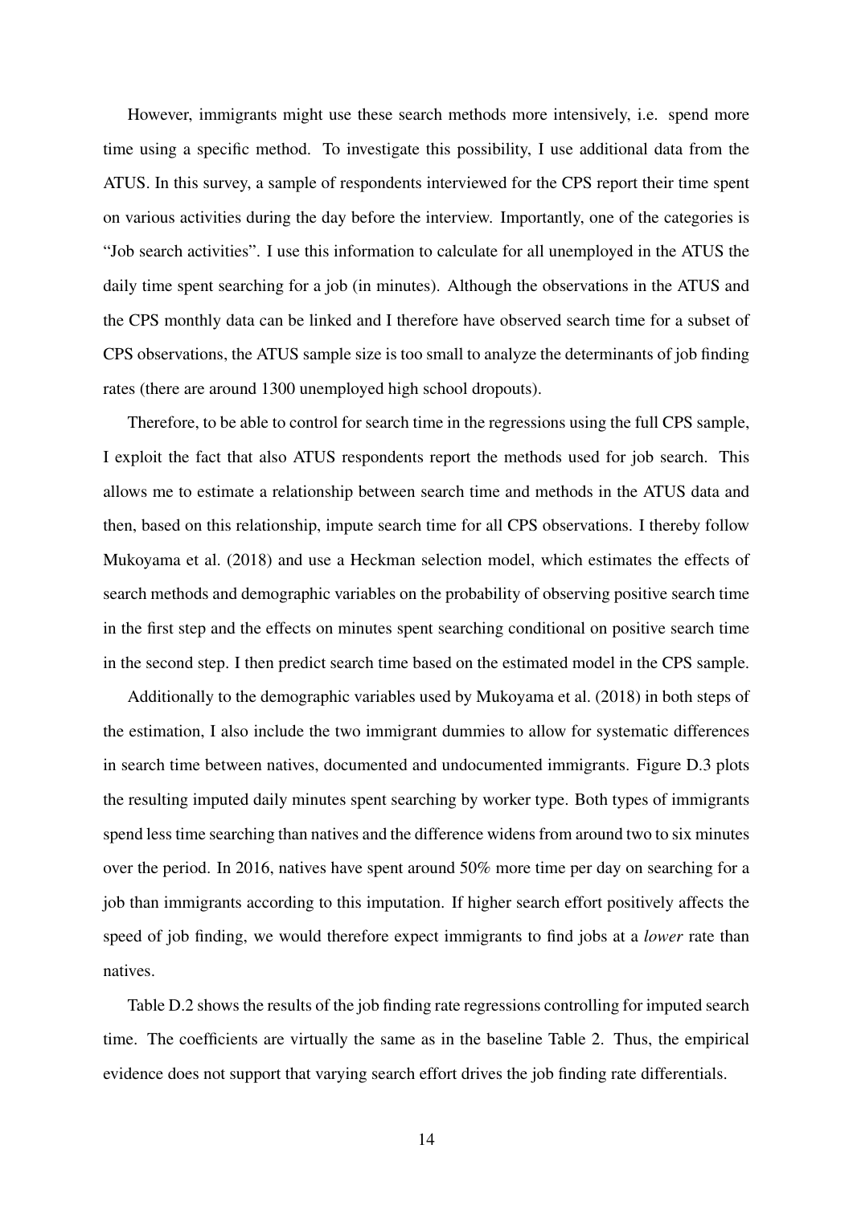However, immigrants might use these search methods more intensively, i.e. spend more time using a specific method. To investigate this possibility, I use additional data from the ATUS. In this survey, a sample of respondents interviewed for the CPS report their time spent on various activities during the day before the interview. Importantly, one of the categories is "Job search activities". I use this information to calculate for all unemployed in the ATUS the daily time spent searching for a job (in minutes). Although the observations in the ATUS and the CPS monthly data can be linked and I therefore have observed search time for a subset of CPS observations, the ATUS sample size is too small to analyze the determinants of job finding rates (there are around 1300 unemployed high school dropouts).

Therefore, to be able to control for search time in the regressions using the full CPS sample, I exploit the fact that also ATUS respondents report the methods used for job search. This allows me to estimate a relationship between search time and methods in the ATUS data and then, based on this relationship, impute search time for all CPS observations. I thereby follow Mukoyama et al. (2018) and use a Heckman selection model, which estimates the effects of search methods and demographic variables on the probability of observing positive search time in the first step and the effects on minutes spent searching conditional on positive search time in the second step. I then predict search time based on the estimated model in the CPS sample.

Additionally to the demographic variables used by Mukoyama et al. (2018) in both steps of the estimation, I also include the two immigrant dummies to allow for systematic differences in search time between natives, documented and undocumented immigrants. Figure D.3 plots the resulting imputed daily minutes spent searching by worker type. Both types of immigrants spend less time searching than natives and the difference widens from around two to six minutes over the period. In 2016, natives have spent around 50% more time per day on searching for a job than immigrants according to this imputation. If higher search effort positively affects the speed of job finding, we would therefore expect immigrants to find jobs at a *lower* rate than natives.

Table D.2 shows the results of the job finding rate regressions controlling for imputed search time. The coefficients are virtually the same as in the baseline Table 2. Thus, the empirical evidence does not support that varying search effort drives the job finding rate differentials.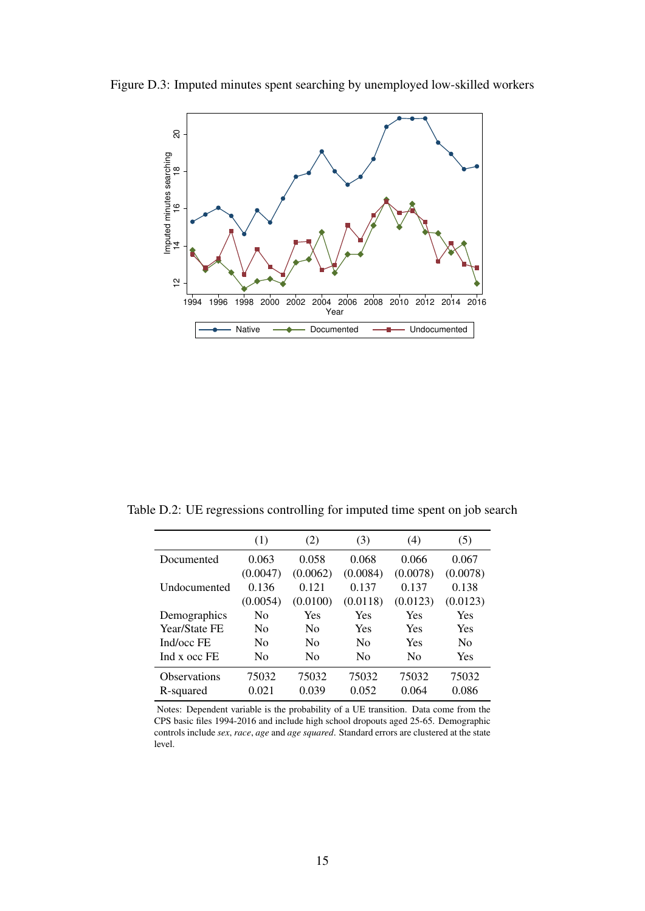Figure D.3: Imputed minutes spent searching by unemployed low-skilled workers

Table D.2: UE regressions controlling for imputed time spent on job search

| | (1) | (2) | (3) | (4) | (5) |
|---|---|---|---|---|---|
| Documented | 0.063 | 0.058 | 0.068 | 0.066 | 0.067 |
| | (0.0047) | (0.0062) | (0.0084) | (0.0078) | (0.0078) |
| Undocumented | 0.136 | 0.121 | 0.137 | 0.137 | 0.138 |
| | (0.0054) | (0.0100) | (0.0118) | (0.0123) | (0.0123) |
| Demographics | No | Yes | Yes | Yes | Yes |
| Year/State FE | No | No | Yes | Yes | Yes |
| Ind/occ FE | No | No | No | Yes | No |
| Ind x occ FE | No | No | No | No | Yes |
| Observations | 75032 | 75032 | 75032 | 75032 | 75032 |
| R-squared | 0.021 | 0.039 | 0.052 | 0.064 | 0.086 |

Notes: Dependent variable is the probability of a UE transition. Data come from the CPS basic files 1994-2016 and include high school dropouts aged 25-65. Demographic controls include *sex*, *race*, *age* and *age squared*. Standard errors are clustered at the state level.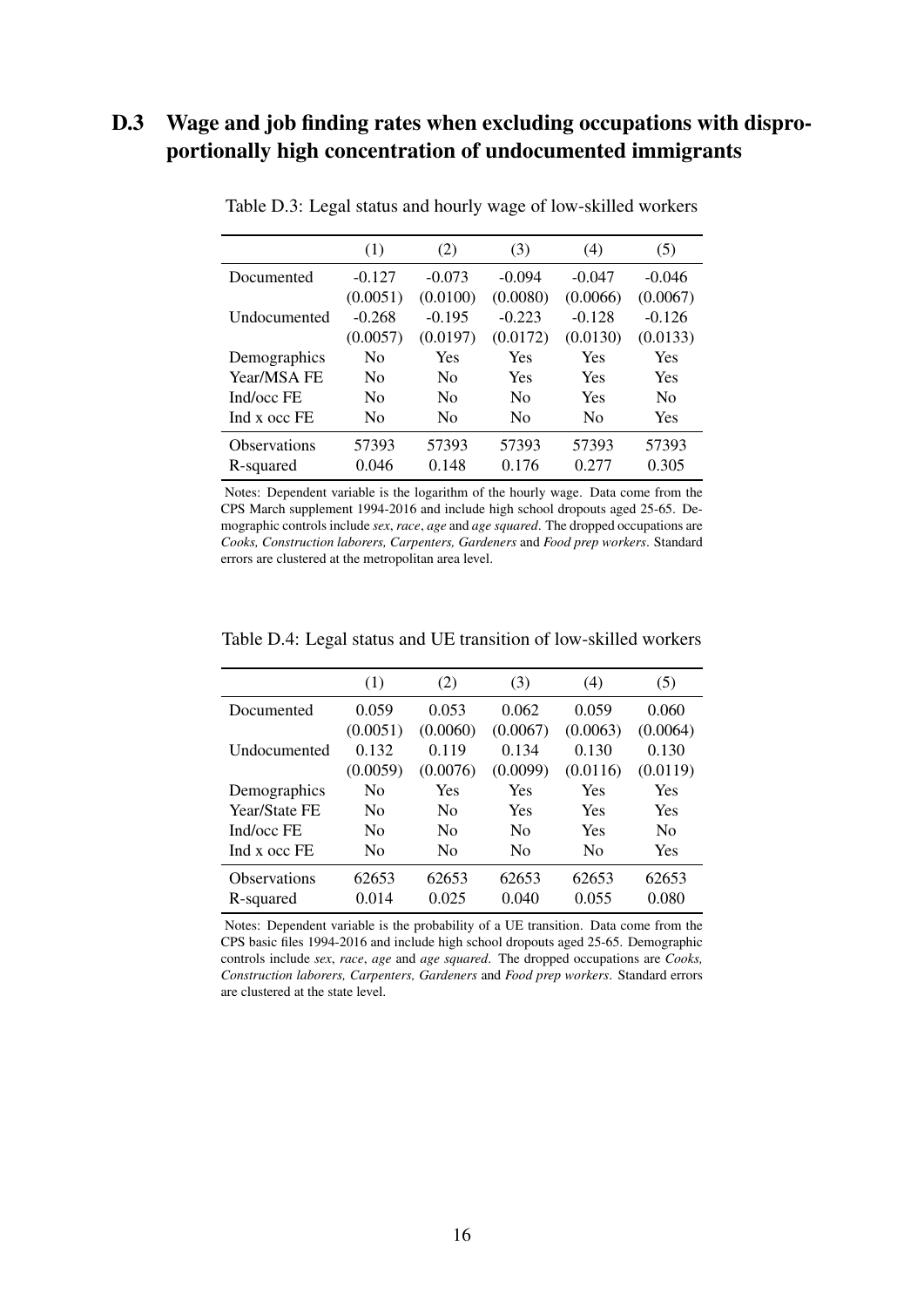## D.3 Wage and job finding rates when excluding occupations with disproportionally high concentration of undocumented immigrants

Table D.3: Legal status and hourly wage of low-skilled workers

| | (1) | (2) | (3) | (4) | (5) |
|---|---|---|---|---|---|
| Documented | -0.127 | -0.073 | -0.094 | -0.047 | -0.046 |
| | (0.0051) | (0.0100) | (0.0080) | (0.0066) | (0.0067) |
| Undocumented | -0.268 | -0.195 | -0.223 | -0.128 | -0.126 |
| | (0.0057) | (0.0197) | (0.0172) | (0.0130) | (0.0133) |
| Demographics | No | Yes | Yes | Yes | Yes |
| Year/MSA FE | No | No | Yes | Yes | Yes |
| Ind/occ FE | No | No | No | Yes | No |
| Ind x occ FE | No | No | No | No | Yes |
| Observations | 57393 | 57393 | 57393 | 57393 | 57393 |
| R-squared | 0.046 | 0.148 | 0.176 | 0.277 | 0.305 |

Notes: Dependent variable is the logarithm of the hourly wage. Data come from the CPS March supplement 1994-2016 and include high school dropouts aged 25-65. Demographic controls include *sex*, *race*, *age* and *age squared*. The dropped occupations are *Cooks, Construction laborers, Carpenters, Gardeners* and *Food prep workers*. Standard errors are clustered at the metropolitan area level.

Table D.4: Legal status and UE transition of low-skilled workers

| | (1) | (2) | (3) | (4) | (5) |
|---|---|---|---|---|---|
| Documented | 0.059 | 0.053 | 0.062 | 0.059 | 0.060 |
| | (0.0051) | (0.0060) | (0.0067) | (0.0063) | (0.0064) |
| Undocumented | 0.132 | 0.119 | 0.134 | 0.130 | 0.130 |
| | (0.0059) | (0.0076) | (0.0099) | (0.0116) | (0.0119) |
| Demographics | No | Yes | Yes | Yes | Yes |
| Year/State FE | No | No | Yes | Yes | Yes |
| Ind/occ FE | No | No | No | Yes | No |
| Ind x occ FE | No | No | No | No | Yes |
| Observations | 62653 | 62653 | 62653 | 62653 | 62653 |
| R-squared | 0.014 | 0.025 | 0.040 | 0.055 | 0.080 |

Notes: Dependent variable is the probability of a UE transition. Data come from the CPS basic files 1994-2016 and include high school dropouts aged 25-65. Demographic controls include *sex*, *race*, *age* and *age squared*. The dropped occupations are *Cooks, Construction laborers, Carpenters, Gardeners* and *Food prep workers*. Standard errors are clustered at the state level.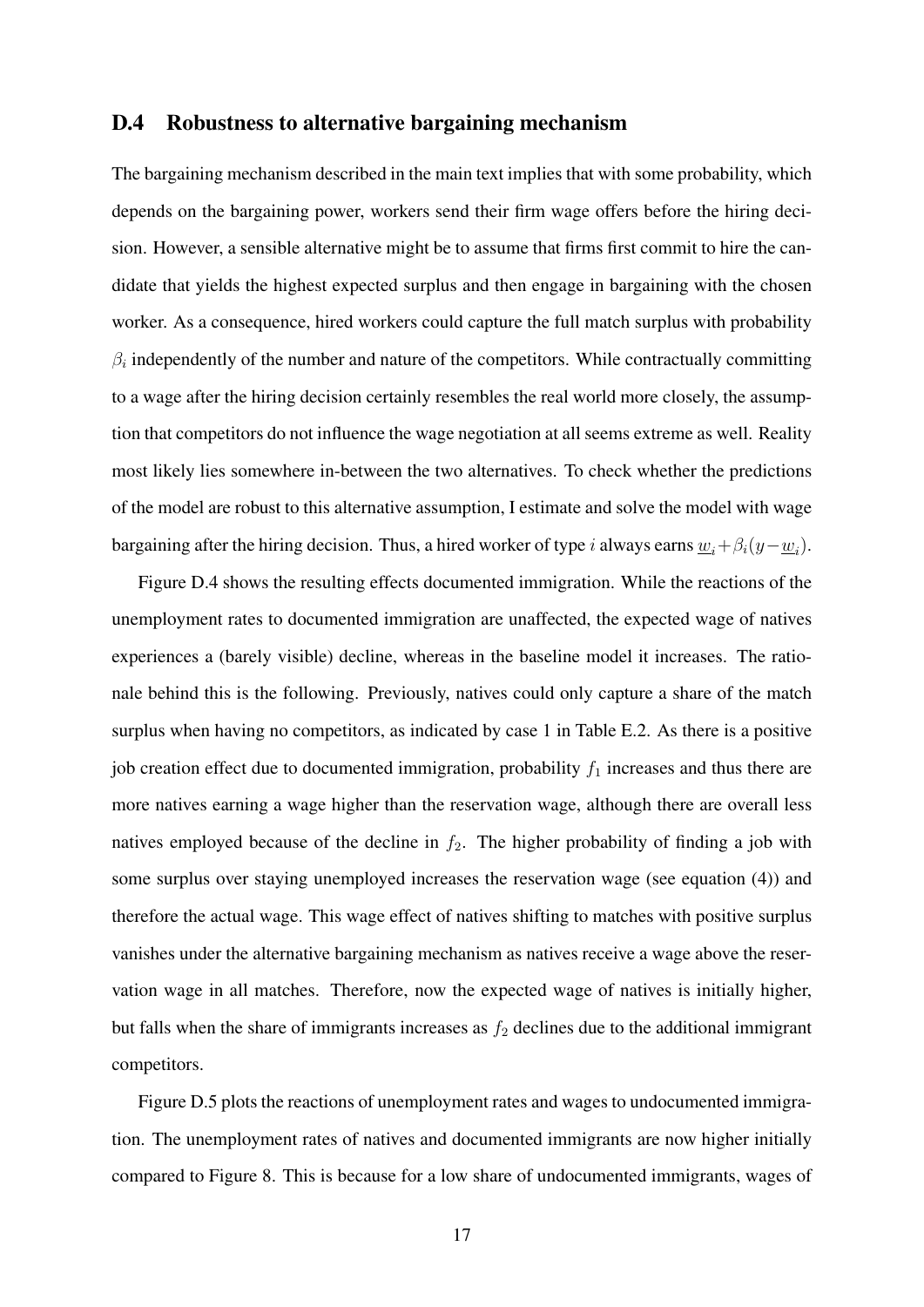## D.4 Robustness to alternative bargaining mechanism

The bargaining mechanism described in the main text implies that with some probability, which depends on the bargaining power, workers send their firm wage offers before the hiring decision. However, a sensible alternative might be to assume that firms first commit to hire the candidate that yields the highest expected surplus and then engage in bargaining with the chosen worker. As a consequence, hired workers could capture the full match surplus with probability $\beta_i$ independently of the number and nature of the competitors. While contractually committing to a wage after the hiring decision certainly resembles the real world more closely, the assumption that competitors do not influence the wage negotiation at all seems extreme as well. Reality most likely lies somewhere in-between the two alternatives. To check whether the predictions of the model are robust to this alternative assumption, I estimate and solve the model with wage bargaining after the hiring decision. Thus, a hired worker of type $i$ always earns $\underline{w}_i + \beta_i(y - \underline{w}_i)$.

Figure D.4 shows the resulting effects documented immigration. While the reactions of the unemployment rates to documented immigration are unaffected, the expected wage of natives experiences a (barely visible) decline, whereas in the baseline model it increases. The rationale behind this is the following. Previously, natives could only capture a share of the match surplus when having no competitors, as indicated by case 1 in Table E.2. As there is a positive job creation effect due to documented immigration, probability $f_1$ increases and thus there are more natives earning a wage higher than the reservation wage, although there are overall less natives employed because of the decline in $f_2$. The higher probability of finding a job with some surplus over staying unemployed increases the reservation wage (see equation (4)) and therefore the actual wage. This wage effect of natives shifting to matches with positive surplus vanishes under the alternative bargaining mechanism as natives receive a wage above the reservation wage in all matches. Therefore, now the expected wage of natives is initially higher, but falls when the share of immigrants increases as $f_2$ declines due to the additional immigrant competitors.

Figure D.5 plots the reactions of unemployment rates and wages to undocumented immigration. The unemployment rates of natives and documented immigrants are now higher initially compared to Figure 8. This is because for a low share of undocumented immigrants, wages of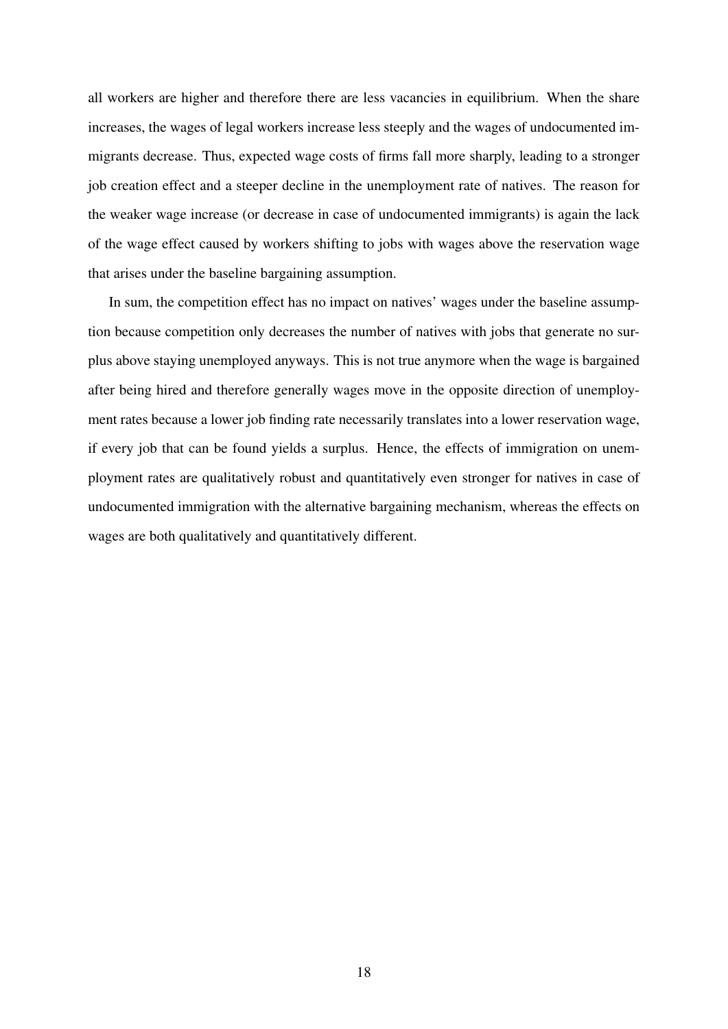all workers are higher and therefore there are less vacancies in equilibrium. When the share increases, the wages of legal workers increase less steeply and the wages of undocumented immigrants decrease. Thus, expected wage costs of firms fall more sharply, leading to a stronger job creation effect and a steeper decline in the unemployment rate of natives. The reason for the weaker wage increase (or decrease in case of undocumented immigrants) is again the lack of the wage effect caused by workers shifting to jobs with wages above the reservation wage that arises under the baseline bargaining assumption.

In sum, the competition effect has no impact on natives' wages under the baseline assumption because competition only decreases the number of natives with jobs that generate no surplus above staying unemployed anyways. This is not true anymore when the wage is bargained after being hired and therefore generally wages move in the opposite direction of unemployment rates because a lower job finding rate necessarily translates into a lower reservation wage, if every job that can be found yields a surplus. Hence, the effects of immigration on unemployment rates are qualitatively robust and quantitatively even stronger for natives in case of undocumented immigration with the alternative bargaining mechanism, whereas the effects on wages are both qualitatively and quantitatively different.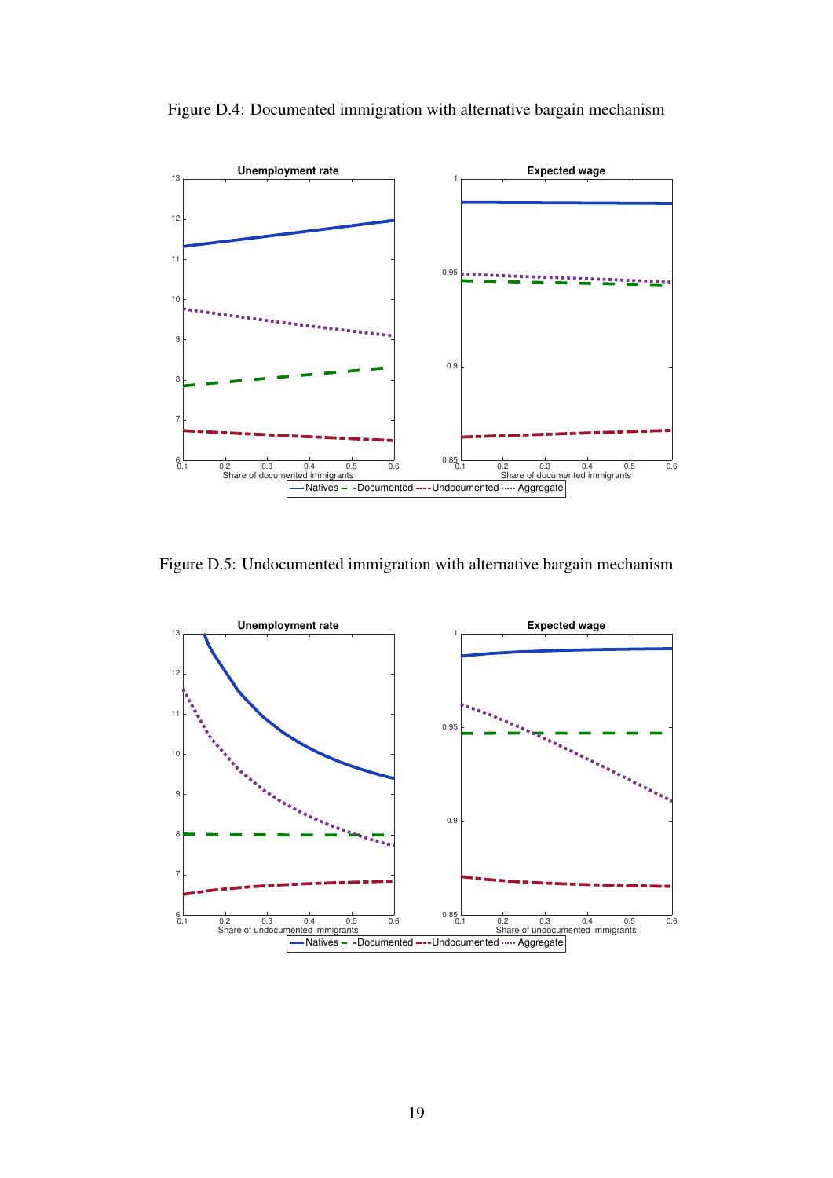Figure D.4: Documented immigration with alternative bargain mechanism

Figure D.5: Undocumented immigration with alternative bargain mechanism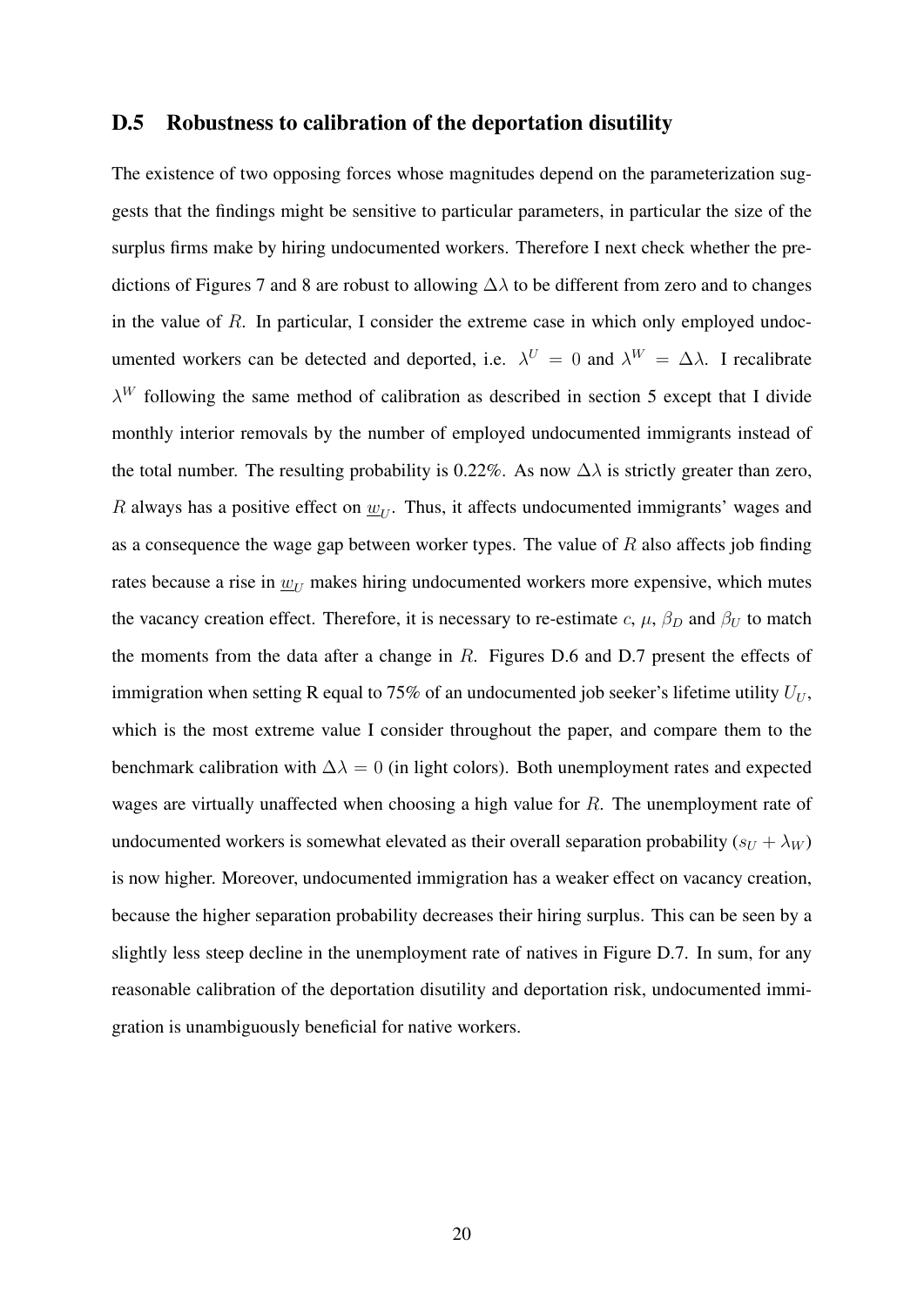## D.5 Robustness to calibration of the deportation disutility

The existence of two opposing forces whose magnitudes depend on the parameterization suggests that the findings might be sensitive to particular parameters, in particular the size of the surplus firms make by hiring undocumented workers. Therefore I next check whether the predictions of Figures 7 and 8 are robust to allowing $\Delta\lambda$ to be different from zero and to changes in the value of $R$. In particular, I consider the extreme case in which only employed undocumented workers can be detected and deported, i.e. $\lambda^U = 0$ and $\lambda^W = \Delta\lambda$. I recalibrate $\lambda^W$ following the same method of calibration as described in section 5 except that I divide monthly interior removals by the number of employed undocumented immigrants instead of the total number. The resulting probability is 0.22%. As now $\Delta\lambda$ is strictly greater than zero, $R$ always has a positive effect on $\underline{w}_U$. Thus, it affects undocumented immigrants' wages and as a consequence the wage gap between worker types. The value of $R$ also affects job finding rates because a rise in $\underline{w}_U$ makes hiring undocumented workers more expensive, which mutes the vacancy creation effect. Therefore, it is necessary to re-estimate $c$, $\mu$, $\beta_D$ and $\beta_U$ to match the moments from the data after a change in $R$. Figures D.6 and D.7 present the effects of immigration when setting R equal to 75% of an undocumented job seeker's lifetime utility $U_U$, which is the most extreme value I consider throughout the paper, and compare them to the benchmark calibration with $\Delta\lambda = 0$ (in light colors). Both unemployment rates and expected wages are virtually unaffected when choosing a high value for $R$. The unemployment rate of undocumented workers is somewhat elevated as their overall separation probability ($s_U + \lambda_W$) is now higher. Moreover, undocumented immigration has a weaker effect on vacancy creation, because the higher separation probability decreases their hiring surplus. This can be seen by a slightly less steep decline in the unemployment rate of natives in Figure D.7. In sum, for any reasonable calibration of the deportation disutility and deportation risk, undocumented immigration is unambiguously beneficial for native workers.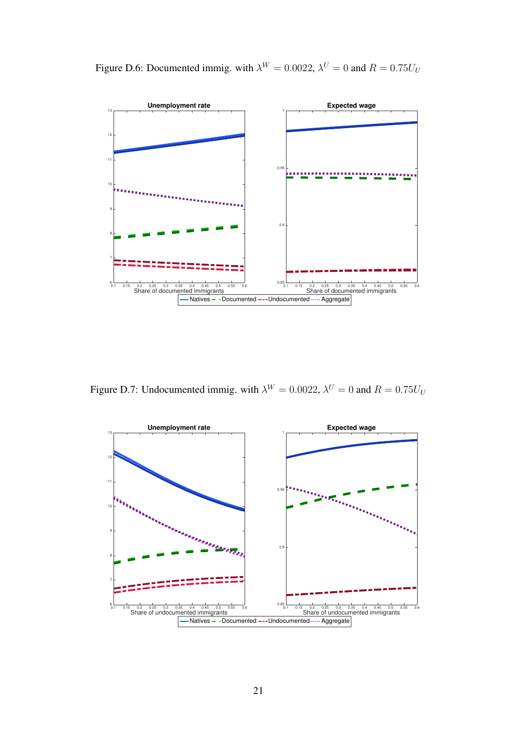Figure D.6: Documented immig. with $\lambda^W = 0.0022$, $\lambda^U = 0$ and $R = 0.75U_U$

Figure D.7: Undocumented immig. with $\lambda^W = 0.0022$, $\lambda^U = 0$ and $R = 0.75U_U$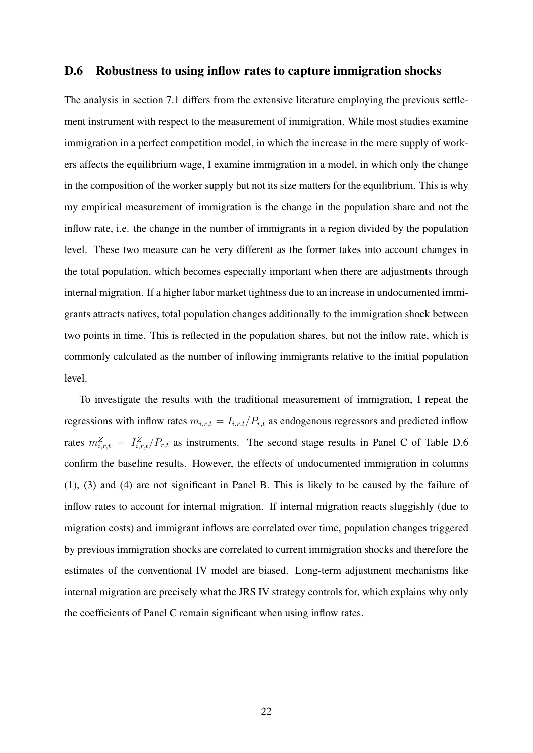### D.6 Robustness to using inflow rates to capture immigration shocks

The analysis in section 7.1 differs from the extensive literature employing the previous settlement instrument with respect to the measurement of immigration. While most studies examine immigration in a perfect competition model, in which the increase in the mere supply of workers affects the equilibrium wage, I examine immigration in a model, in which only the change in the composition of the worker supply but not its size matters for the equilibrium. This is why my empirical measurement of immigration is the change in the population share and not the inflow rate, i.e. the change in the number of immigrants in a region divided by the population level. These two measure can be very different as the former takes into account changes in the total population, which becomes especially important when there are adjustments through internal migration. If a higher labor market tightness due to an increase in undocumented immigrants attracts natives, total population changes additionally to the immigration shock between two points in time. This is reflected in the population shares, but not the inflow rate, which is commonly calculated as the number of inflowing immigrants relative to the initial population level.

To investigate the results with the traditional measurement of immigration, I repeat the regressions with inflow rates $m_{i,r,t} = I_{i,r,t}/P_{r,t}$ as endogenous regressors and predicted inflow rates $m^Z_{i,r,t} = I^Z_{i,r,t}/P_{r,t}$ as instruments. The second stage results in Panel C of Table D.6 confirm the baseline results. However, the effects of undocumented immigration in columns (1), (3) and (4) are not significant in Panel B. This is likely to be caused by the failure of inflow rates to account for internal migration. If internal migration reacts sluggishly (due to migration costs) and immigrant inflows are correlated over time, population changes triggered by previous immigration shocks are correlated to current immigration shocks and therefore the estimates of the conventional IV model are biased. Long-term adjustment mechanisms like internal migration are precisely what the JRS IV strategy controls for, which explains why only the coefficients of Panel C remain significant when using inflow rates.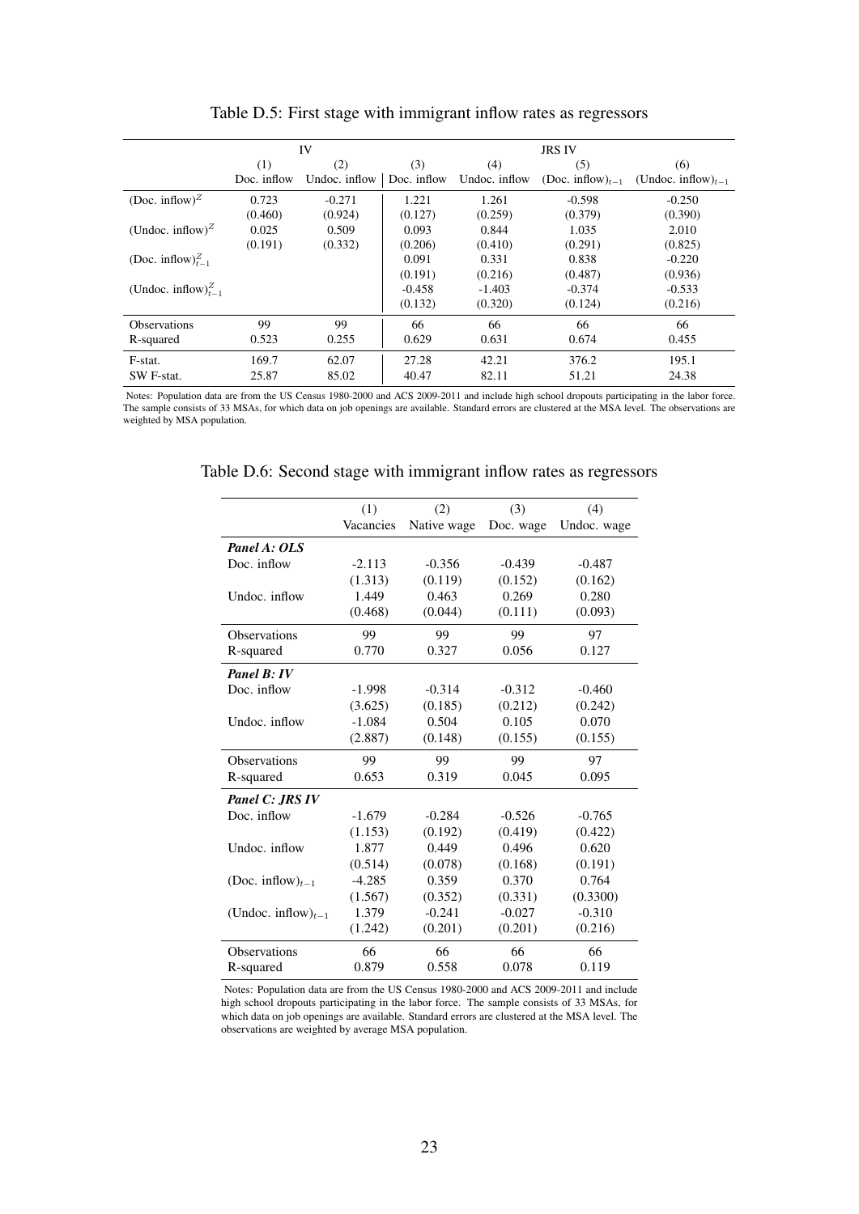Table D.5: First stage with immigrant inflow rates as regressors

| | IV | | JRS IV | | | |
|---|---|---|---|---|---|---|
| | (1) | (2) | (3) | (4) | (5) | (6) |
| | Doc. inflow | Undoc. inflow | Doc. inflow | Undoc. inflow | $(\text{Doc. inflow})_{t-1}$ | $(\text{Undoc. inflow})_{t-1}$ |
| $(\text{Doc. inflow})^Z$ | 0.723 | -0.271 | 1.221 | 1.261 | -0.598 | -0.250 |
| | (0.460) | (0.924) | (0.127) | (0.259) | (0.379) | (0.390) |
| $(\text{Undoc. inflow})^Z$ | 0.025 | 0.509 | 0.093 | 0.844 | 1.035 | 2.010 |
| | (0.191) | (0.332) | (0.206) | (0.410) | (0.291) | (0.825) |
| $(\text{Doc. inflow})^Z_{t-1}$ | | | 0.091 | 0.331 | 0.838 | -0.220 |
| | | | (0.191) | (0.216) | (0.487) | (0.936) |
| $(\text{Undoc. inflow})^Z_{t-1}$ | | | -0.458 | -1.403 | -0.374 | -0.533 |
| | | | (0.132) | (0.320) | (0.124) | (0.216) |
| Observations | 99 | 99 | 66 | 66 | 66 | 66 |
| R-squared | 0.523 | 0.255 | 0.629 | 0.631 | 0.674 | 0.455 |
| F-stat. | 169.7 | 62.07 | 27.28 | 42.21 | 376.2 | 195.1 |
| SW F-stat. | 25.87 | 85.02 | 40.47 | 82.11 | 51.21 | 24.38 |

Notes: Population data are from the US Census 1980-2000 and ACS 2009-2011 and include high school dropouts participating in the labor force. The sample consists of 33 MSAs, for which data on job openings are available. Standard errors are clustered at the MSA level. The observations are weighted by MSA population.

Table D.6: Second stage with immigrant inflow rates as regressors

| | (1) | (2) | (3) | (4) |
|---|---|---|---|---|
| | Vacancies | Native wage | Doc. wage | Undoc. wage |
| ***Panel A: OLS*** | | | | |
| Doc. inflow | -2.113 | -0.356 | -0.439 | -0.487 |
| | (1.313) | (0.119) | (0.152) | (0.162) |
| Undoc. inflow | 1.449 | 0.463 | 0.269 | 0.280 |
| | (0.468) | (0.044) | (0.111) | (0.093) |
| Observations | 99 | 99 | 99 | 97 |
| R-squared | 0.770 | 0.327 | 0.056 | 0.127 |
| ***Panel B: IV*** | | | | |
| Doc. inflow | -1.998 | -0.314 | -0.312 | -0.460 |
| | (3.625) | (0.185) | (0.212) | (0.242) |
| Undoc. inflow | -1.084 | 0.504 | 0.105 | 0.070 |
| | (2.887) | (0.148) | (0.155) | (0.155) |
| Observations | 99 | 99 | 99 | 97 |
| R-squared | 0.653 | 0.319 | 0.045 | 0.095 |
| ***Panel C: JRS IV*** | | | | |
| Doc. inflow | -1.679 | -0.284 | -0.526 | -0.765 |
| | (1.153) | (0.192) | (0.419) | (0.422) |
| Undoc. inflow | 1.877 | 0.449 | 0.496 | 0.620 |
| | (0.514) | (0.078) | (0.168) | (0.191) |
| $(\text{Doc. inflow})_{t-1}$ | -4.285 | 0.359 | 0.370 | 0.764 |
| | (1.567) | (0.352) | (0.331) | (0.3300) |
| $(\text{Undoc. inflow})_{t-1}$ | 1.379 | -0.241 | -0.027 | -0.310 |
| | (1.242) | (0.201) | (0.201) | (0.216) |
| Observations | 66 | 66 | 66 | 66 |
| R-squared | 0.879 | 0.558 | 0.078 | 0.119 |

Notes: Population data are from the US Census 1980-2000 and ACS 2009-2011 and include high school dropouts participating in the labor force. The sample consists of 33 MSAs, for which data on job openings are available. Standard errors are clustered at the MSA level. The observations are weighted by average MSA population.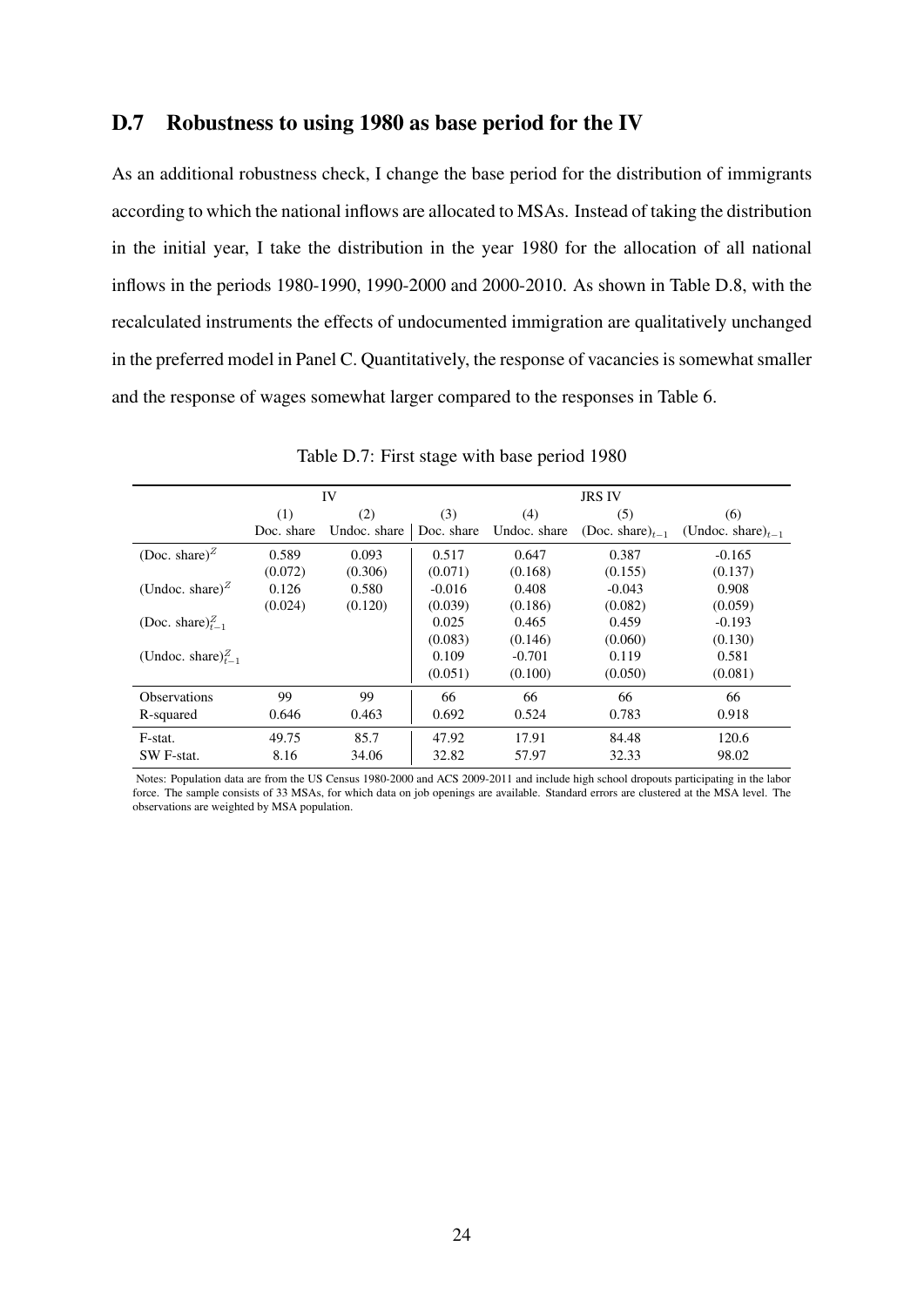## D.7 Robustness to using 1980 as base period for the IV

As an additional robustness check, I change the base period for the distribution of immigrants according to which the national inflows are allocated to MSAs. Instead of taking the distribution in the initial year, I take the distribution in the year 1980 for the allocation of all national inflows in the periods 1980-1990, 1990-2000 and 2000-2010. As shown in Table D.8, with the recalculated instruments the effects of undocumented immigration are qualitatively unchanged in the preferred model in Panel C. Quantitatively, the response of vacancies is somewhat smaller and the response of wages somewhat larger compared to the responses in Table 6.

Table D.7: First stage with base period 1980

| | IV | | JRS IV | | | |
|---|---|---|---|---|---|---|
| | (1) | (2) | (3) | (4) | (5) | (6) |
| | Doc. share | Undoc. share | Doc. share | Undoc. share | (Doc. share)$_{t-1}$ | (Undoc. share)$_{t-1}$ |
| (Doc. share)$^Z$ | 0.589 | 0.093 | 0.517 | 0.647 | 0.387 | -0.165 |
| | (0.072) | (0.306) | (0.071) | (0.168) | (0.155) | (0.137) |
| (Undoc. share)$^Z$ | 0.126 | 0.580 | -0.016 | 0.408 | -0.043 | 0.908 |
| | (0.024) | (0.120) | (0.039) | (0.186) | (0.082) | (0.059) |
| (Doc. share)$^Z_{t-1}$ | | | 0.025 | 0.465 | 0.459 | -0.193 |
| | | | (0.083) | (0.146) | (0.060) | (0.130) |
| (Undoc. share)$^Z_{t-1}$ | | | 0.109 | -0.701 | 0.119 | 0.581 |
| | | | (0.051) | (0.100) | (0.050) | (0.081) |
| Observations | 99 | 99 | 66 | 66 | 66 | 66 |
| R-squared | 0.646 | 0.463 | 0.692 | 0.524 | 0.783 | 0.918 |
| F-stat. | 49.75 | 85.7 | 47.92 | 17.91 | 84.48 | 120.6 |
| SW F-stat. | 8.16 | 34.06 | 32.82 | 57.97 | 32.33 | 98.02 |

Notes: Population data are from the US Census 1980-2000 and ACS 2009-2011 and include high school dropouts participating in the labor force. The sample consists of 33 MSAs, for which data on job openings are available. Standard errors are clustered at the MSA level. The observations are weighted by MSA population.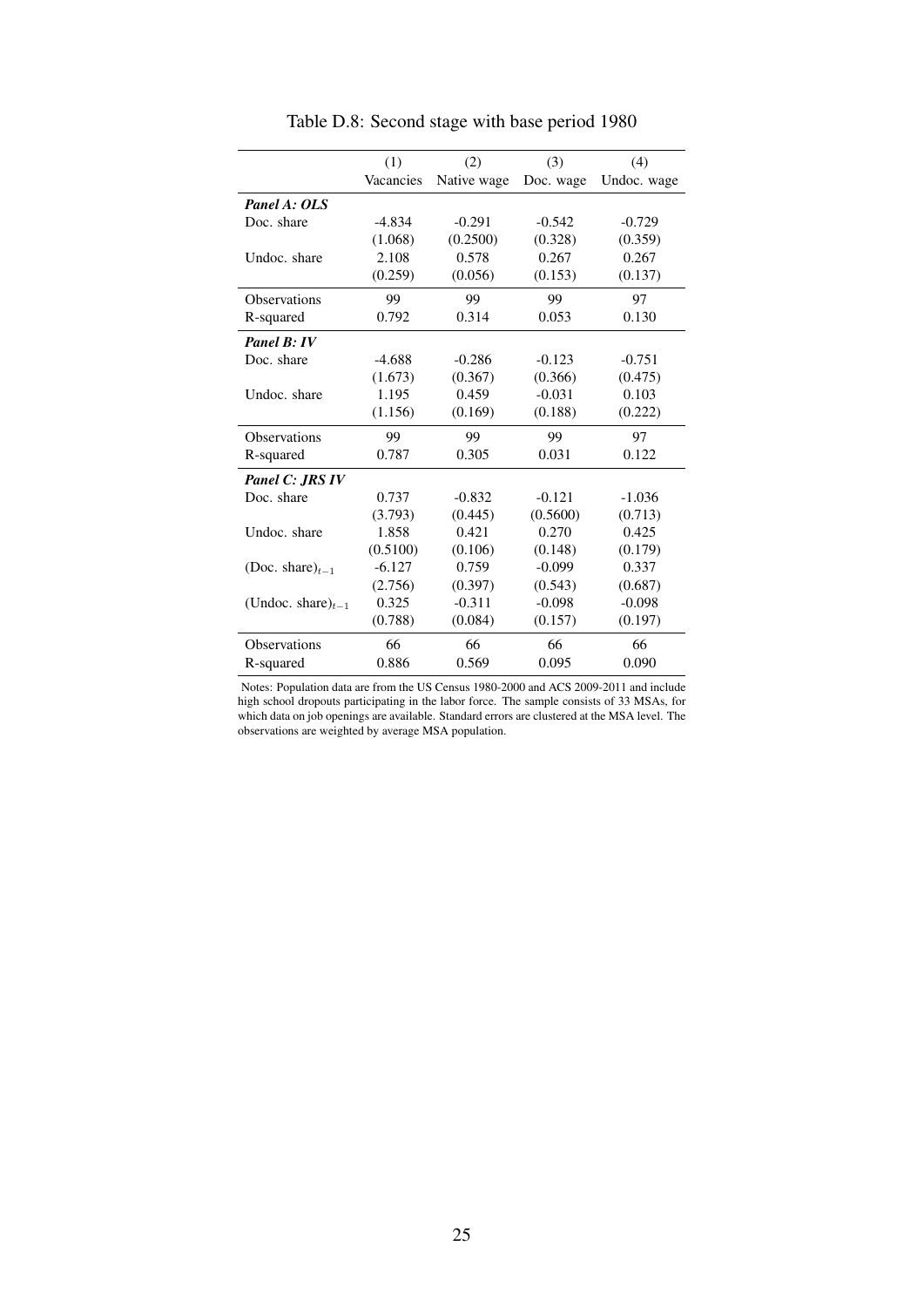Table D.8: Second stage with base period 1980

| | (1) | (2) | (3) | (4) |
|---|---|---|---|---|
| | Vacancies | Native wage | Doc. wage | Undoc. wage |
| ***Panel A: OLS*** | | | | |
| Doc. share | -4.834 | -0.291 | -0.542 | -0.729 |
| | (1.068) | (0.2500) | (0.328) | (0.359) |
| Undoc. share | 2.108 | 0.578 | 0.267 | 0.267 |
| | (0.259) | (0.056) | (0.153) | (0.137) |
| Observations | 99 | 99 | 99 | 97 |
| R-squared | 0.792 | 0.314 | 0.053 | 0.130 |
| ***Panel B: IV*** | | | | |
| Doc. share | -4.688 | -0.286 | -0.123 | -0.751 |
| | (1.673) | (0.367) | (0.366) | (0.475) |
| Undoc. share | 1.195 | 0.459 | -0.031 | 0.103 |
| | (1.156) | (0.169) | (0.188) | (0.222) |
| Observations | 99 | 99 | 99 | 97 |
| R-squared | 0.787 | 0.305 | 0.031 | 0.122 |
| ***Panel C: JRS IV*** | | | | |
| Doc. share | 0.737 | -0.832 | -0.121 | -1.036 |
| | (3.793) | (0.445) | (0.5600) | (0.713) |
| Undoc. share | 1.858 | 0.421 | 0.270 | 0.425 |
| | (0.5100) | (0.106) | (0.148) | (0.179) |
| $(\text{Doc. share})_{t-1}$ | -6.127 | 0.759 | -0.099 | 0.337 |
| | (2.756) | (0.397) | (0.543) | (0.687) |
| $(\text{Undoc. share})_{t-1}$ | 0.325 | -0.311 | -0.098 | -0.098 |
| | (0.788) | (0.084) | (0.157) | (0.197) |
| Observations | 66 | 66 | 66 | 66 |
| R-squared | 0.886 | 0.569 | 0.095 | 0.090 |

Notes: Population data are from the US Census 1980-2000 and ACS 2009-2011 and include high school dropouts participating in the labor force. The sample consists of 33 MSAs, for which data on job openings are available. Standard errors are clustered at the MSA level. The observations are weighted by average MSA population.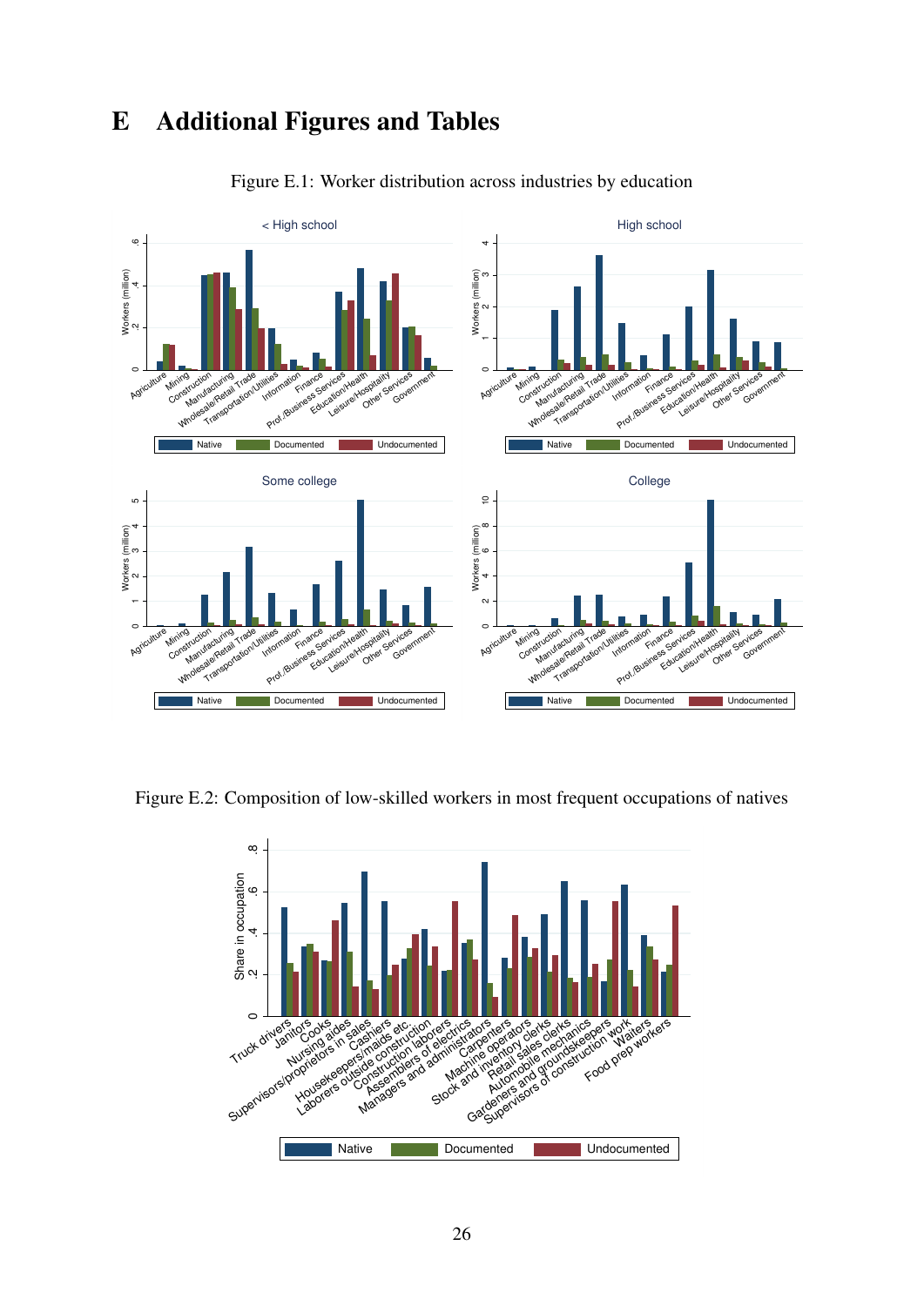# E Additional Figures and Tables

Figure E.1: Worker distribution across industries by education

Figure E.2: Composition of low-skilled workers in most frequent occupations of natives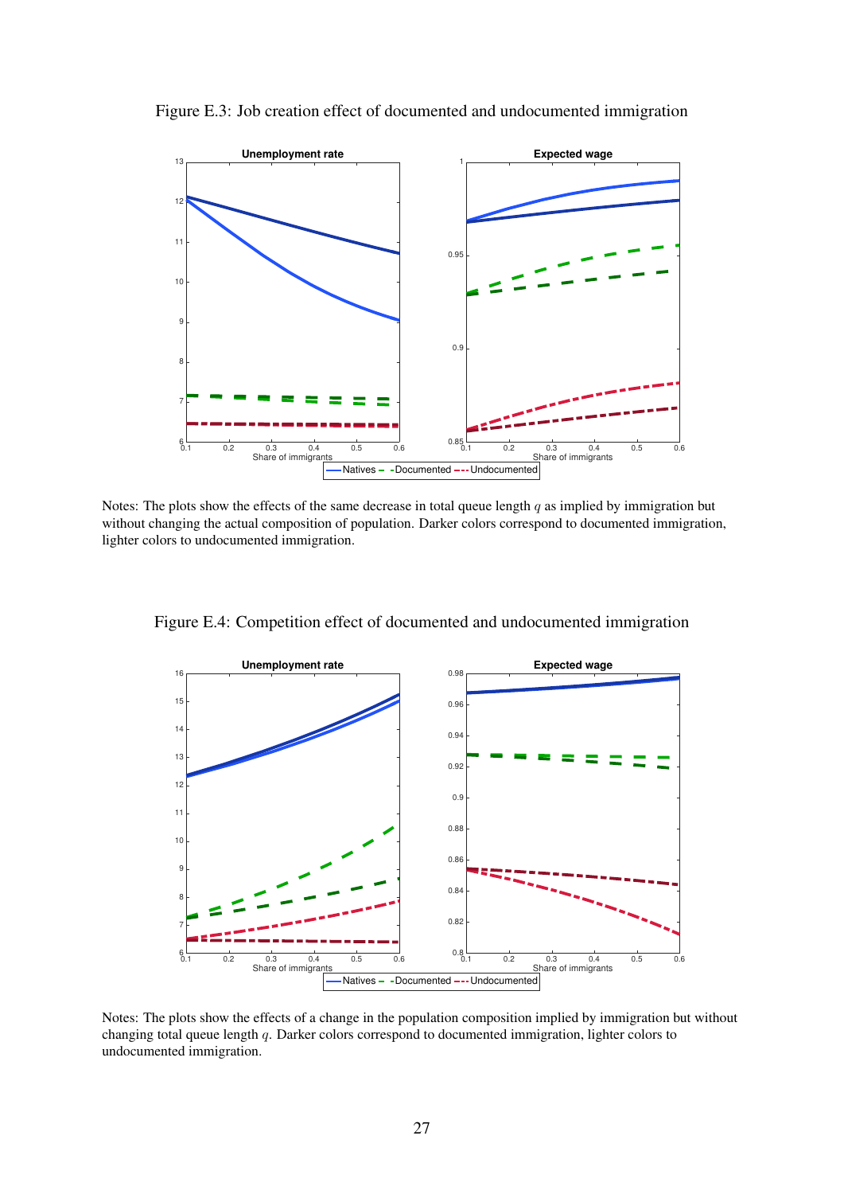Figure E.3: Job creation effect of documented and undocumented immigration

Notes: The plots show the effects of the same decrease in total queue length $q$ as implied by immigration but without changing the actual composition of population. Darker colors correspond to documented immigration, lighter colors to undocumented immigration.

Figure E.4: Competition effect of documented and undocumented immigration

Notes: The plots show the effects of a change in the population composition implied by immigration but without changing total queue length $q$. Darker colors correspond to documented immigration, lighter colors to undocumented immigration.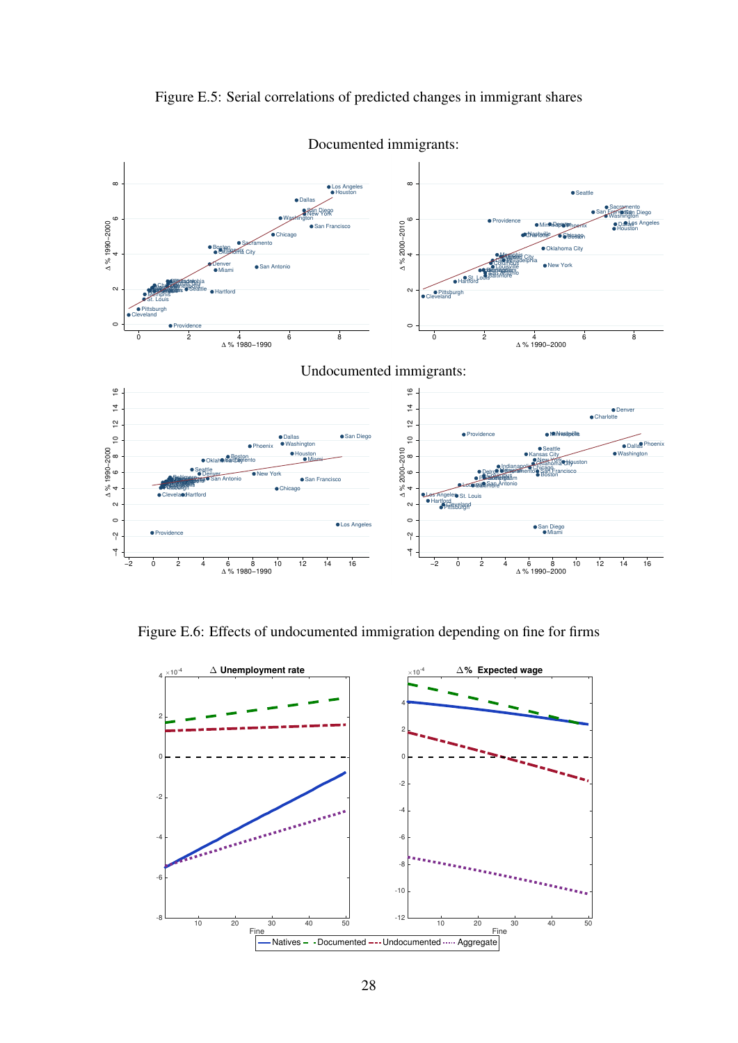Figure E.5: Serial correlations of predicted changes in immigrant shares

Documented immigrants:

Undocumented immigrants:

Figure E.6: Effects of undocumented immigration depending on fine for firms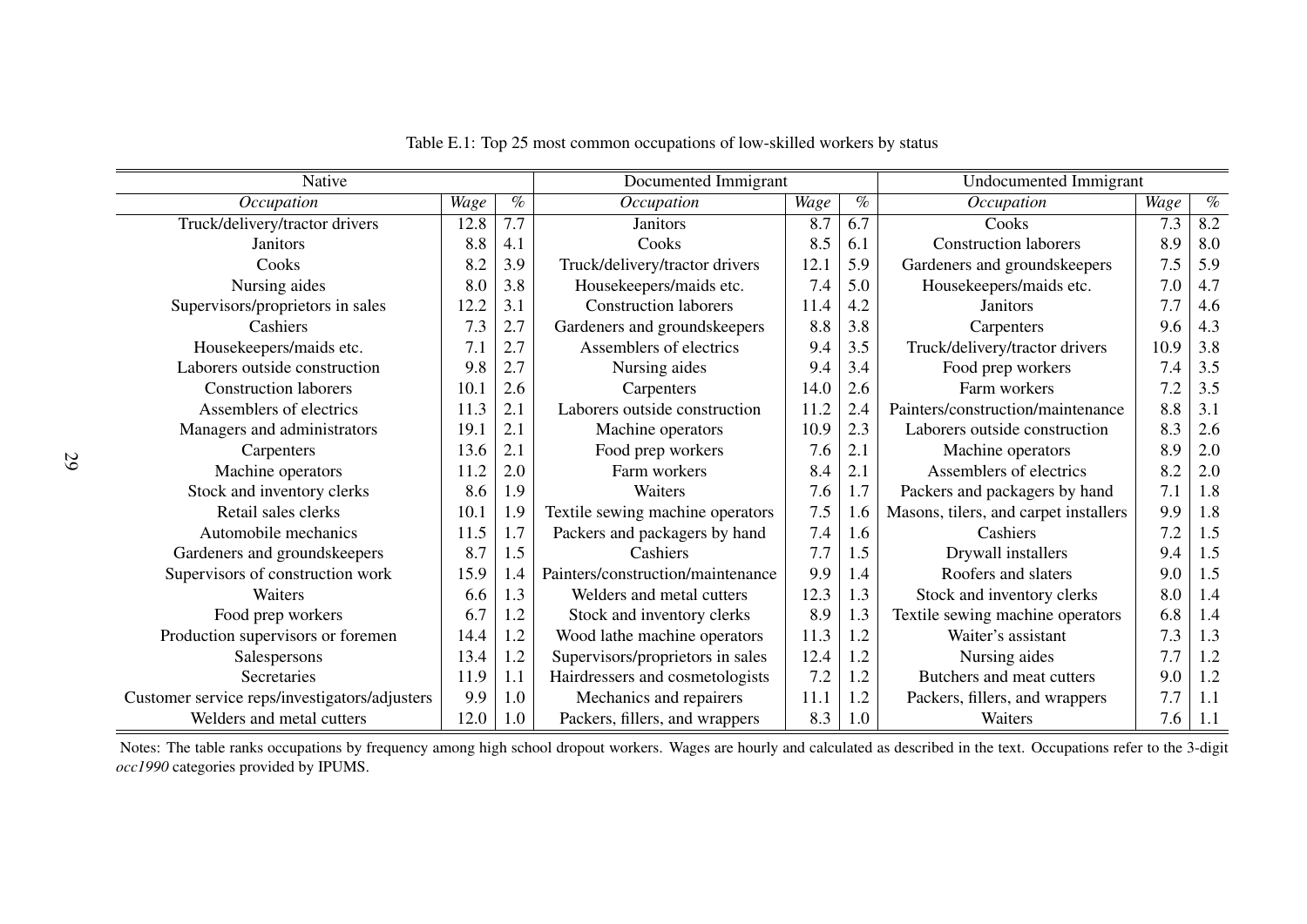Table E.1: Top 25 most common occupations of low-skilled workers by status

| Native | | | Documented Immigrant | | | Undocumented Immigrant | | |
|---|---|---|---|---|---|---|---|---|
| *Occupation* | *Wage* | *%* | *Occupation* | *Wage* | *%* | *Occupation* | *Wage* | *%* |
| Truck/delivery/tractor drivers | 12.8 | 7.7 | Janitors | 8.7 | 6.7 | Cooks | 7.3 | 8.2 |
| Janitors | 8.8 | 4.1 | Cooks | 8.5 | 6.1 | Construction laborers | 8.9 | 8.0 |
| Cooks | 8.2 | 3.9 | Truck/delivery/tractor drivers | 12.1 | 5.9 | Gardeners and groundskeepers | 7.5 | 5.9 |
| Nursing aides | 8.0 | 3.8 | Housekeepers/maids etc. | 7.4 | 5.0 | Housekeepers/maids etc. | 7.0 | 4.7 |
| Supervisors/proprietors in sales | 12.2 | 3.1 | Construction laborers | 11.4 | 4.2 | Janitors | 7.7 | 4.6 |
| Cashiers | 7.3 | 2.7 | Gardeners and groundskeepers | 8.8 | 3.8 | Carpenters | 9.6 | 4.3 |
| Housekeepers/maids etc. | 7.1 | 2.7 | Assemblers of electrics | 9.4 | 3.5 | Truck/delivery/tractor drivers | 10.9 | 3.8 |
| Laborers outside construction | 9.8 | 2.7 | Nursing aides | 9.4 | 3.4 | Food prep workers | 7.4 | 3.5 |
| Construction laborers | 10.1 | 2.6 | Carpenters | 14.0 | 2.6 | Farm workers | 7.2 | 3.5 |
| Assemblers of electrics | 11.3 | 2.1 | Laborers outside construction | 11.2 | 2.4 | Painters/construction/maintenance | 8.8 | 3.1 |
| Managers and administrators | 19.1 | 2.1 | Machine operators | 10.9 | 2.3 | Laborers outside construction | 8.3 | 2.6 |
| Carpenters | 13.6 | 2.1 | Food prep workers | 7.6 | 2.1 | Machine operators | 8.9 | 2.0 |
| Machine operators | 11.2 | 2.0 | Farm workers | 8.4 | 2.1 | Assemblers of electrics | 8.2 | 2.0 |
| Stock and inventory clerks | 8.6 | 1.9 | Waiters | 7.6 | 1.7 | Packers and packagers by hand | 7.1 | 1.8 |
| Retail sales clerks | 10.1 | 1.9 | Textile sewing machine operators | 7.5 | 1.6 | Masons, tilers, and carpet installers | 9.9 | 1.8 |
| Automobile mechanics | 11.5 | 1.7 | Packers and packagers by hand | 7.4 | 1.6 | Cashiers | 7.2 | 1.5 |
| Gardeners and groundskeepers | 8.7 | 1.5 | Cashiers | 7.7 | 1.5 | Drywall installers | 9.4 | 1.5 |
| Supervisors of construction work | 15.9 | 1.4 | Painters/construction/maintenance | 9.9 | 1.4 | Roofers and slaters | 9.0 | 1.5 |
| Waiters | 6.6 | 1.3 | Welders and metal cutters | 12.3 | 1.3 | Stock and inventory clerks | 8.0 | 1.4 |
| Food prep workers | 6.7 | 1.2 | Stock and inventory clerks | 8.9 | 1.3 | Textile sewing machine operators | 6.8 | 1.4 |
| Production supervisors or foremen | 14.4 | 1.2 | Wood lathe machine operators | 11.3 | 1.2 | Waiter's assistant | 7.3 | 1.3 |
| Salespersons | 13.4 | 1.2 | Supervisors/proprietors in sales | 12.4 | 1.2 | Nursing aides | 7.7 | 1.2 |
| Secretaries | 11.9 | 1.1 | Hairdressers and cosmetologists | 7.2 | 1.2 | Butchers and meat cutters | 9.0 | 1.2 |
| Customer service reps/investigators/adjusters | 9.9 | 1.0 | Mechanics and repairers | 11.1 | 1.2 | Packers, fillers, and wrappers | 7.7 | 1.1 |
| Welders and metal cutters | 12.0 | 1.0 | Packers, fillers, and wrappers | 8.3 | 1.0 | Waiters | 7.6 | 1.1 |

Notes: The table ranks occupations by frequency among high school dropout workers. Wages are hourly and calculated as described in the text. Occupations refer to the 3-digit *occ1990* categories provided by IPUMS.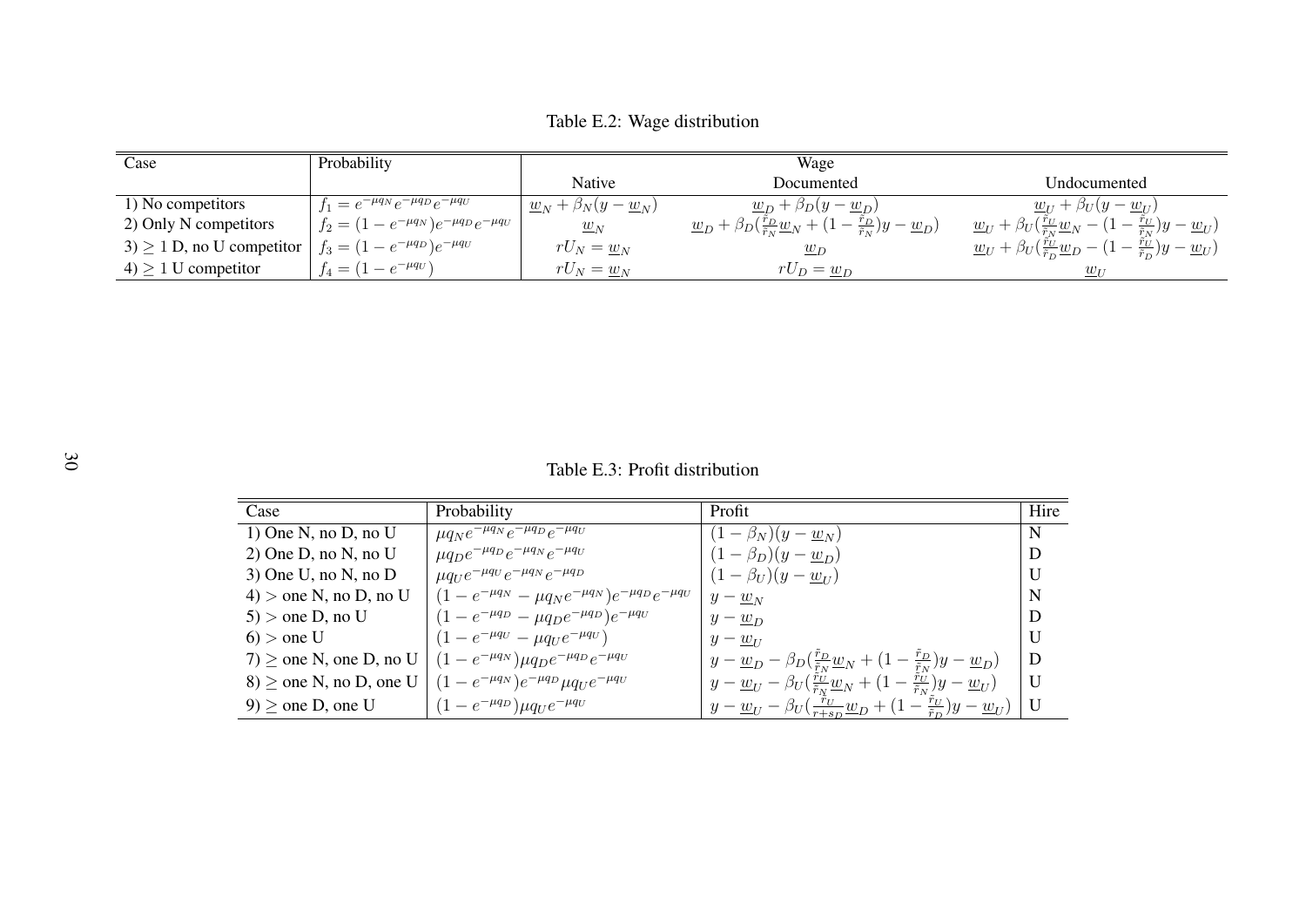Table E.2: Wage distribution

| Case | Probability | Wage | | |
|---|---|---|---|---|
| | | Native | Documented | Undocumented |
| 1) No competitors | $f_1 = e^{-\mu q_N} e^{-\mu q_D} e^{-\mu q_U}$ | $\underline{w}_N + \beta_N(y - \underline{w}_N)$ | $\underline{w}_D + \beta_D(y - \underline{w}_D)$ | $\underline{w}_U + \beta_U(y - \underline{w}_U)$ |
| 2) Only N competitors | $f_2 = (1 - e^{-\mu q_N}) e^{-\mu q_D} e^{-\mu q_U}$ | $\underline{w}_N$ | $\underline{w}_D + \beta_D(\frac{\tilde{r}_D}{\tilde{r}_N}\underline{w}_N + (1 - \frac{\tilde{r}_D}{\tilde{r}_N})y - \underline{w}_D)$ | $\underline{w}_U + \beta_U(\frac{\tilde{r}_U}{\tilde{r}_N}\underline{w}_N - (1 - \frac{\tilde{r}_U}{\tilde{r}_N})y - \underline{w}_U)$ |
| 3) $\geq 1$ D, no U competitor | $f_3 = (1 - e^{-\mu q_D}) e^{-\mu q_U}$ | $rU_N = \underline{w}_N$ | $\underline{w}_D$ | $\underline{w}_U + \beta_U(\frac{\tilde{r}_U}{\tilde{r}_D}\underline{w}_D - (1 - \frac{\tilde{r}_U}{\tilde{r}_D})y - \underline{w}_U)$ |
| 4) $\geq 1$ U competitor | $f_4 = (1 - e^{-\mu q_U})$ | $rU_N = \underline{w}_N$ | $rU_D = \underline{w}_D$ | $\underline{w}_U$ |

Table E.3: Profit distribution

| Case | Probability | Profit | Hire |
|---|---|---|---|
| 1) One N, no D, no U | $\mu q_N e^{-\mu q_N} e^{-\mu q_D} e^{-\mu q_U}$ | $(1 - \beta_N)(y - \underline{w}_N)$ | N |
| 2) One D, no N, no U | $\mu q_D e^{-\mu q_D} e^{-\mu q_N} e^{-\mu q_U}$ | $(1 - \beta_D)(y - \underline{w}_D)$ | D |
| 3) One U, no N, no D | $\mu q_U e^{-\mu q_U} e^{-\mu q_N} e^{-\mu q_D}$ | $(1 - \beta_U)(y - \underline{w}_U)$ | U |
| 4) $>$ one N, no D, no U | $(1 - e^{-\mu q_N} - \mu q_N e^{-\mu q_N}) e^{-\mu q_D} e^{-\mu q_U}$ | $y - \underline{w}_N$ | N |
| 5) $>$ one D, no U | $(1 - e^{-\mu q_D} - \mu q_D e^{-\mu q_D}) e^{-\mu q_U}$ | $y - \underline{w}_D$ | D |
| 6) $>$ one U | $(1 - e^{-\mu q_U} - \mu q_U e^{-\mu q_U})$ | $y - \underline{w}_U$ | U |
| 7) $\geq$ one N, one D, no U | $(1 - e^{-\mu q_N}) \mu q_D e^{-\mu q_D} e^{-\mu q_U}$ | $y - \underline{w}_D - \beta_D(\frac{\tilde{r}_D}{\tilde{r}_N}\underline{w}_N + (1 - \frac{\tilde{r}_D}{\tilde{r}_N})y - \underline{w}_D)$ | D |
| 8) $\geq$ one N, no D, one U | $(1 - e^{-\mu q_N}) e^{-\mu q_D} \mu q_U e^{-\mu q_U}$ | $y - \underline{w}_U - \beta_U(\frac{\tilde{r}_U}{\tilde{r}_N}\underline{w}_N + (1 - \frac{\tilde{r}_U}{\tilde{r}_N})y - \underline{w}_U)$ | U |
| 9) $\geq$ one D, one U | $(1 - e^{-\mu q_D}) \mu q_U e^{-\mu q_U}$ | $y - \underline{w}_U - \beta_U(\frac{\tilde{r}_U}{r + s_D}\underline{w}_D + (1 - \frac{\tilde{r}_U}{\tilde{r}_D})y - \underline{w}_U)$ | U |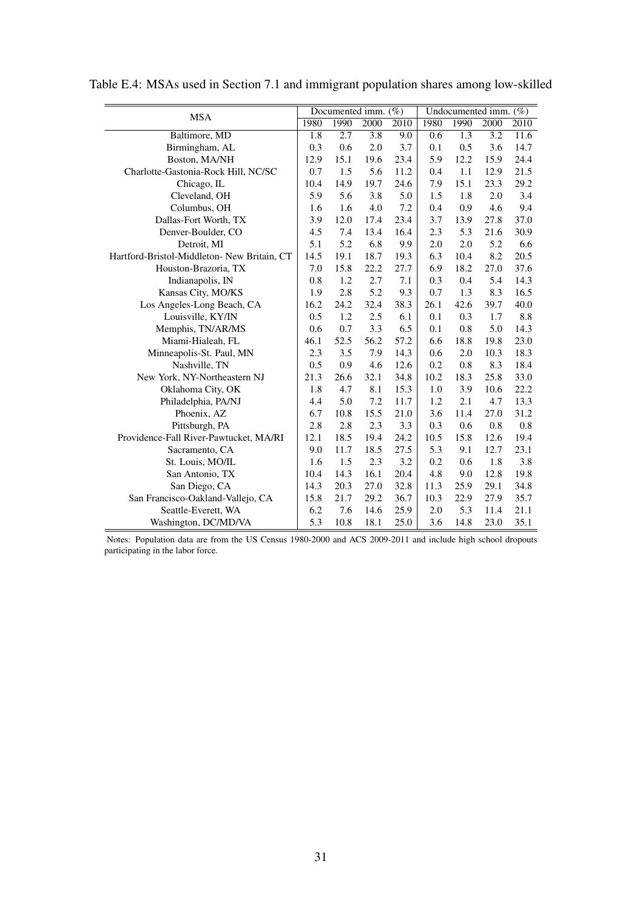Table E.4: MSAs used in Section 7.1 and immigrant population shares among low-skilled

| MSA | Documented imm. (%) | | | | Undocumented imm. (%) | | | |
|---|---|---|---|---|---|---|---|---|
| | 1980 | 1990 | 2000 | 2010 | 1980 | 1990 | 2000 | 2010 |
| Baltimore, MD | 1.8 | 2.7 | 3.8 | 9.0 | 0.6 | 1.3 | 3.2 | 11.6 |
| Birmingham, AL | 0.3 | 0.6 | 2.0 | 3.7 | 0.1 | 0.5 | 3.6 | 14.7 |
| Boston, MA/NH | 12.9 | 15.1 | 19.6 | 23.4 | 5.9 | 12.2 | 15.9 | 24.4 |
| Charlotte-Gastonia-Rock Hill, NC/SC | 0.7 | 1.5 | 5.6 | 11.2 | 0.4 | 1.1 | 12.9 | 21.5 |
| Chicago, IL | 10.4 | 14.9 | 19.7 | 24.6 | 7.9 | 15.1 | 23.3 | 29.2 |
| Cleveland, OH | 5.9 | 5.6 | 3.8 | 5.0 | 1.5 | 1.8 | 2.0 | 3.4 |
| Columbus, OH | 1.6 | 1.6 | 4.0 | 7.2 | 0.4 | 0.9 | 4.6 | 9.4 |
| Dallas-Fort Worth, TX | 3.9 | 12.0 | 17.4 | 23.4 | 3.7 | 13.9 | 27.8 | 37.0 |
| Denver-Boulder, CO | 4.5 | 7.4 | 13.4 | 16.4 | 2.3 | 5.3 | 21.6 | 30.9 |
| Detroit, MI | 5.1 | 5.2 | 6.8 | 9.9 | 2.0 | 2.0 | 5.2 | 6.6 |
| Hartford-Bristol-Middleton- New Britain, CT | 14.5 | 19.1 | 18.7 | 19.3 | 6.3 | 10.4 | 8.2 | 20.5 |
| Houston-Brazoria, TX | 7.0 | 15.8 | 22.2 | 27.7 | 6.9 | 18.2 | 27.0 | 37.6 |
| Indianapolis, IN | 0.8 | 1.2 | 2.7 | 7.1 | 0.3 | 0.4 | 5.4 | 14.3 |
| Kansas City, MO/KS | 1.9 | 2.8 | 5.2 | 9.3 | 0.7 | 1.3 | 8.3 | 16.5 |
| Los Angeles-Long Beach, CA | 16.2 | 24.2 | 32.4 | 38.3 | 26.1 | 42.6 | 39.7 | 40.0 |
| Louisville, KY/IN | 0.5 | 1.2 | 2.5 | 6.1 | 0.1 | 0.3 | 1.7 | 8.8 |
| Memphis, TN/AR/MS | 0.6 | 0.7 | 3.3 | 6.5 | 0.1 | 0.8 | 5.0 | 14.3 |
| Miami-Hialeah, FL | 46.1 | 52.5 | 56.2 | 57.2 | 6.6 | 18.8 | 19.8 | 23.0 |
| Minneapolis-St. Paul, MN | 2.3 | 3.5 | 7.9 | 14.3 | 0.6 | 2.0 | 10.3 | 18.3 |
| Nashville, TN | 0.5 | 0.9 | 4.6 | 12.6 | 0.2 | 0.8 | 8.3 | 18.4 |
| New York, NY-Northeastern NJ | 21.3 | 26.6 | 32.1 | 34.8 | 10.2 | 18.3 | 25.8 | 33.0 |
| Oklahoma City, OK | 1.8 | 4.7 | 8.1 | 15.3 | 1.0 | 3.9 | 10.6 | 22.2 |
| Philadelphia, PA/NJ | 4.4 | 5.0 | 7.2 | 11.7 | 1.2 | 2.1 | 4.7 | 13.3 |
| Phoenix, AZ | 6.7 | 10.8 | 15.5 | 21.0 | 3.6 | 11.4 | 27.0 | 31.2 |
| Pittsburgh, PA | 2.8 | 2.8 | 2.3 | 3.3 | 0.3 | 0.6 | 0.8 | 0.8 |
| Providence-Fall River-Pawtucket, MA/RI | 12.1 | 18.5 | 19.4 | 24.2 | 10.5 | 15.8 | 12.6 | 19.4 |
| Sacramento, CA | 9.0 | 11.7 | 18.5 | 27.5 | 5.3 | 9.1 | 12.7 | 23.1 |
| St. Louis, MO/IL | 1.6 | 1.5 | 2.3 | 3.2 | 0.2 | 0.6 | 1.8 | 3.8 |
| San Antonio, TX | 10.4 | 14.3 | 16.1 | 20.4 | 4.8 | 9.0 | 12.8 | 19.8 |
| San Diego, CA | 14.3 | 20.3 | 27.0 | 32.8 | 11.3 | 25.9 | 29.1 | 34.8 |
| San Francisco-Oakland-Vallejo, CA | 15.8 | 21.7 | 29.2 | 36.7 | 10.3 | 22.9 | 27.9 | 35.7 |
| Seattle-Everett, WA | 6.2 | 7.6 | 14.6 | 25.9 | 2.0 | 5.3 | 11.4 | 21.1 |
| Washington, DC/MD/VA | 5.3 | 10.8 | 18.1 | 25.0 | 3.6 | 14.8 | 23.0 | 35.1 |

Notes: Population data are from the US Census 1980-2000 and ACS 2009-2011 and include high school dropouts participating in the labor force.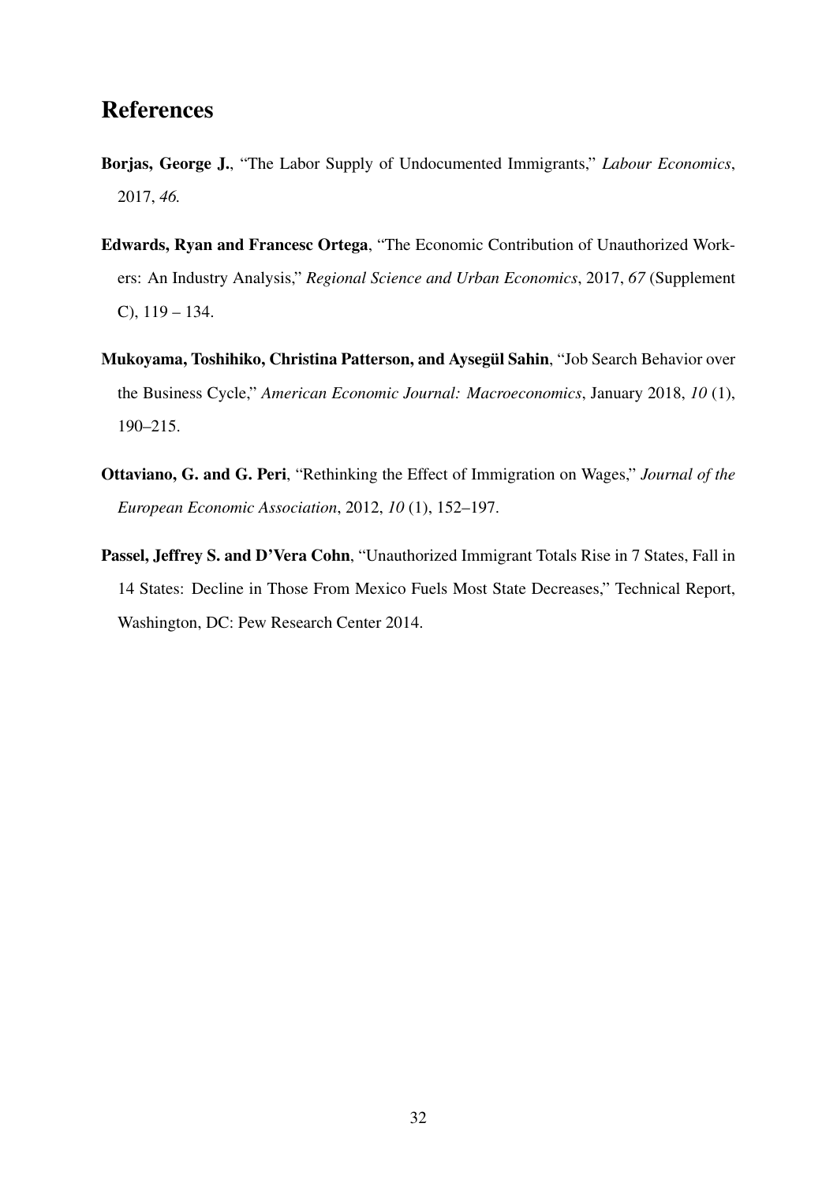# References

**Borjas, George J.**, "The Labor Supply of Undocumented Immigrants," *Labour Economics*, 2017, *46.*

**Edwards, Ryan and Francesc Ortega**, "The Economic Contribution of Unauthorized Workers: An Industry Analysis," *Regional Science and Urban Economics*, 2017, *67* (Supplement C), 119 – 134.

**Mukoyama, Toshihiko, Christina Patterson, and Aysegül Sahin**, "Job Search Behavior over the Business Cycle," *American Economic Journal: Macroeconomics*, January 2018, *10* (1), 190–215.

**Ottaviano, G. and G. Peri**, "Rethinking the Effect of Immigration on Wages," *Journal of the European Economic Association*, 2012, *10* (1), 152–197.

**Passel, Jeffrey S. and D'Vera Cohn**, "Unauthorized Immigrant Totals Rise in 7 States, Fall in 14 States: Decline in Those From Mexico Fuels Most State Decreases," Technical Report, Washington, DC: Pew Research Center 2014.